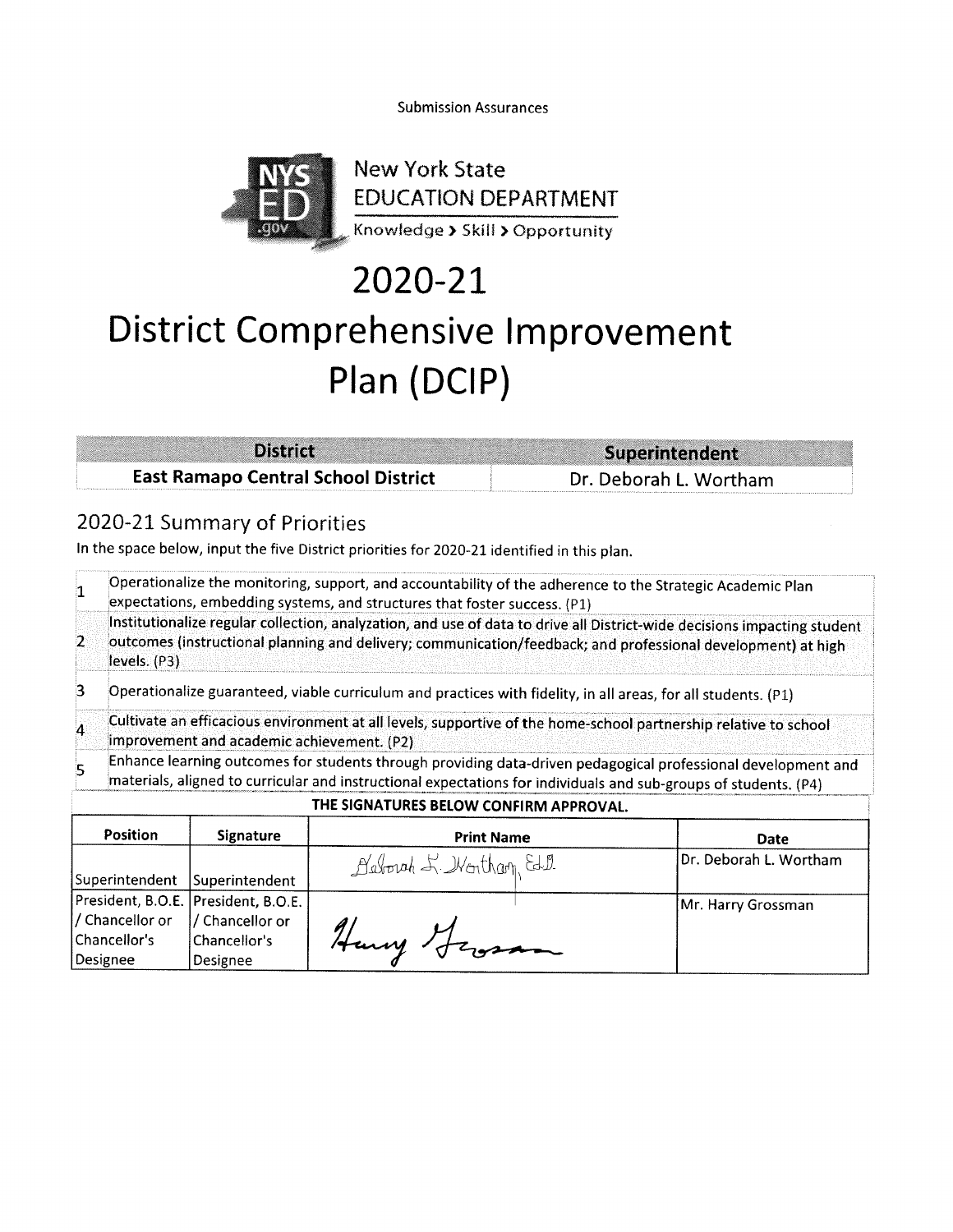Submission Assurances

New York State
EDUCATION DEPARTMENT
Knowledge > Skill > Opportunity

# 2020-21
# District Comprehensive Improvement Plan (DCIP)

| District | Superintendent |
|---|---|
| **East Ramapo Central School District** | Dr. Deborah L. Wortham |

## 2020-21 Summary of Priorities

In the space below, input the five District priorities for 2020-21 identified in this plan.

| | |
|---|---|
| 1 | Operationalize the monitoring, support, and accountability of the adherence to the Strategic Academic Plan expectations, embedding systems, and structures that foster success. (P1) |
| 2 | Institutionalize regular collection, analyzation, and use of data to drive all District-wide decisions impacting student outcomes (instructional planning and delivery; communication/feedback; and professional development) at high levels. (P3) |
| 3 | Operationalize guaranteed, viable curriculum and practices with fidelity, in all areas, for all students. (P1) |
| 4 | Cultivate an efficacious environment at all levels, supportive of the home-school partnership relative to school improvement and academic achievement. (P2) |
| 5 | Enhance learning outcomes for students through providing data-driven pedagogical professional development and materials, aligned to curricular and instructional expectations for individuals and sub-groups of students. (P4) |

**THE SIGNATURES BELOW CONFIRM APPROVAL.**

| Position | Signature | Print Name | Date |
|---|---|---|---|
| Superintendent | Superintendent | Deborah L. Wortham, Ed.D. | Dr. Deborah L. Wortham |
| President, B.O.E. / Chancellor or Chancellor's Designee | President, B.O.E. / Chancellor or Chancellor's Designee | Harry Grossman | Mr. Harry Grossman |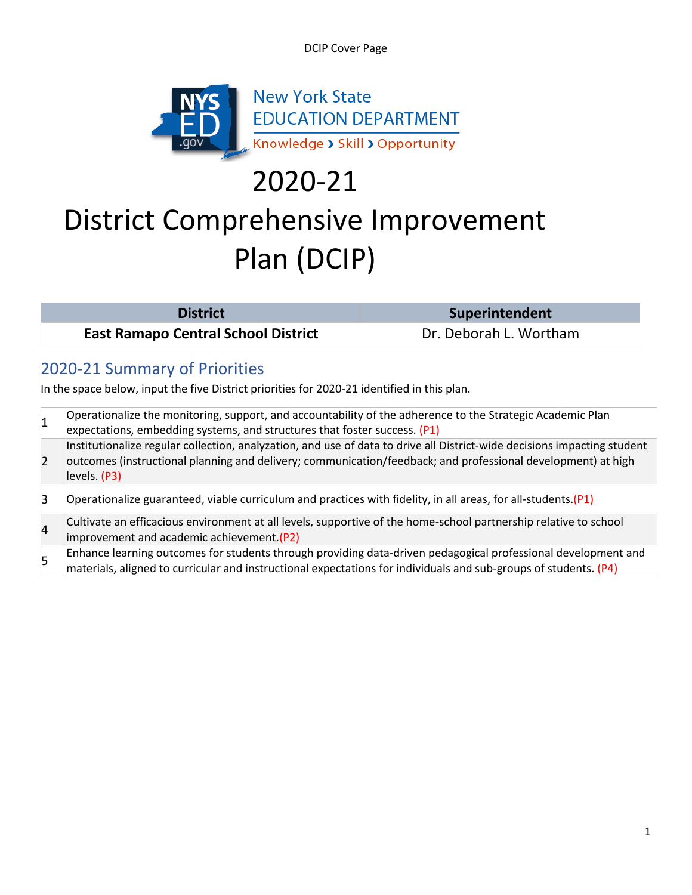DCIP Cover Page

New York State EDUCATION DEPARTMENT

Knowledge › Skill › Opportunity

# 2020-21

# District Comprehensive Improvement Plan (DCIP)

| District | Superintendent |
|---|---|
| **East Ramapo Central School District** | Dr. Deborah L. Wortham |

## 2020-21 Summary of Priorities

In the space below, input the five District priorities for 2020-21 identified in this plan.

| | |
|---|---|
| 1 | Operationalize the monitoring, support, and accountability of the adherence to the Strategic Academic Plan expectations, embedding systems, and structures that foster success. (P1) |
| 2 | Institutionalize regular collection, analyzation, and use of data to drive all District-wide decisions impacting student outcomes (instructional planning and delivery; communication/feedback; and professional development) at high levels. (P3) |
| 3 | Operationalize guaranteed, viable curriculum and practices with fidelity, in all areas, for all-students.(P1) |
| 4 | Cultivate an efficacious environment at all levels, supportive of the home-school partnership relative to school improvement and academic achievement.(P2) |
| 5 | Enhance learning outcomes for students through providing data-driven pedagogical professional development and materials, aligned to curricular and instructional expectations for individuals and sub-groups of students. (P4) |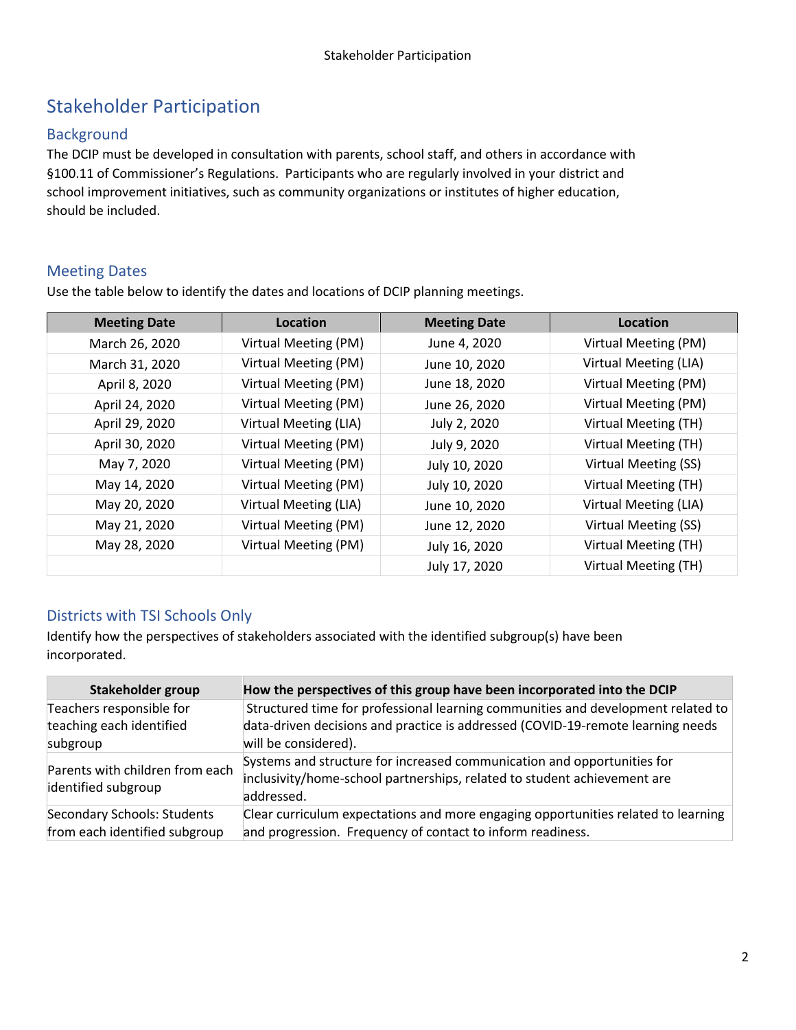# Stakeholder Participation

## Background

The DCIP must be developed in consultation with parents, school staff, and others in accordance with §100.11 of Commissioner's Regulations. Participants who are regularly involved in your district and school improvement initiatives, such as community organizations or institutes of higher education, should be included.

## Meeting Dates

Use the table below to identify the dates and locations of DCIP planning meetings.

| Meeting Date | Location | Meeting Date | Location |
|---|---|---|---|
| March 26, 2020 | Virtual Meeting (PM) | June 4, 2020 | Virtual Meeting (PM) |
| March 31, 2020 | Virtual Meeting (PM) | June 10, 2020 | Virtual Meeting (LIA) |
| April 8, 2020 | Virtual Meeting (PM) | June 18, 2020 | Virtual Meeting (PM) |
| April 24, 2020 | Virtual Meeting (PM) | June 26, 2020 | Virtual Meeting (PM) |
| April 29, 2020 | Virtual Meeting (LIA) | July 2, 2020 | Virtual Meeting (TH) |
| April 30, 2020 | Virtual Meeting (PM) | July 9, 2020 | Virtual Meeting (TH) |
| May 7, 2020 | Virtual Meeting (PM) | July 10, 2020 | Virtual Meeting (SS) |
| May 14, 2020 | Virtual Meeting (PM) | July 10, 2020 | Virtual Meeting (TH) |
| May 20, 2020 | Virtual Meeting (LIA) | June 10, 2020 | Virtual Meeting (LIA) |
| May 21, 2020 | Virtual Meeting (PM) | June 12, 2020 | Virtual Meeting (SS) |
| May 28, 2020 | Virtual Meeting (PM) | July 16, 2020 | Virtual Meeting (TH) |
| | | July 17, 2020 | Virtual Meeting (TH) |

## Districts with TSI Schools Only

Identify how the perspectives of stakeholders associated with the identified subgroup(s) have been incorporated.

| Stakeholder group | How the perspectives of this group have been incorporated into the DCIP |
|---|---|
| Teachers responsible for teaching each identified subgroup | Structured time for professional learning communities and development related to data-driven decisions and practice is addressed (COVID-19-remote learning needs will be considered). |
| Parents with children from each identified subgroup | Systems and structure for increased communication and opportunities for inclusivity/home-school partnerships, related to student achievement are addressed. |
| Secondary Schools: Students from each identified subgroup | Clear curriculum expectations and more engaging opportunities related to learning and progression. Frequency of contact to inform readiness. |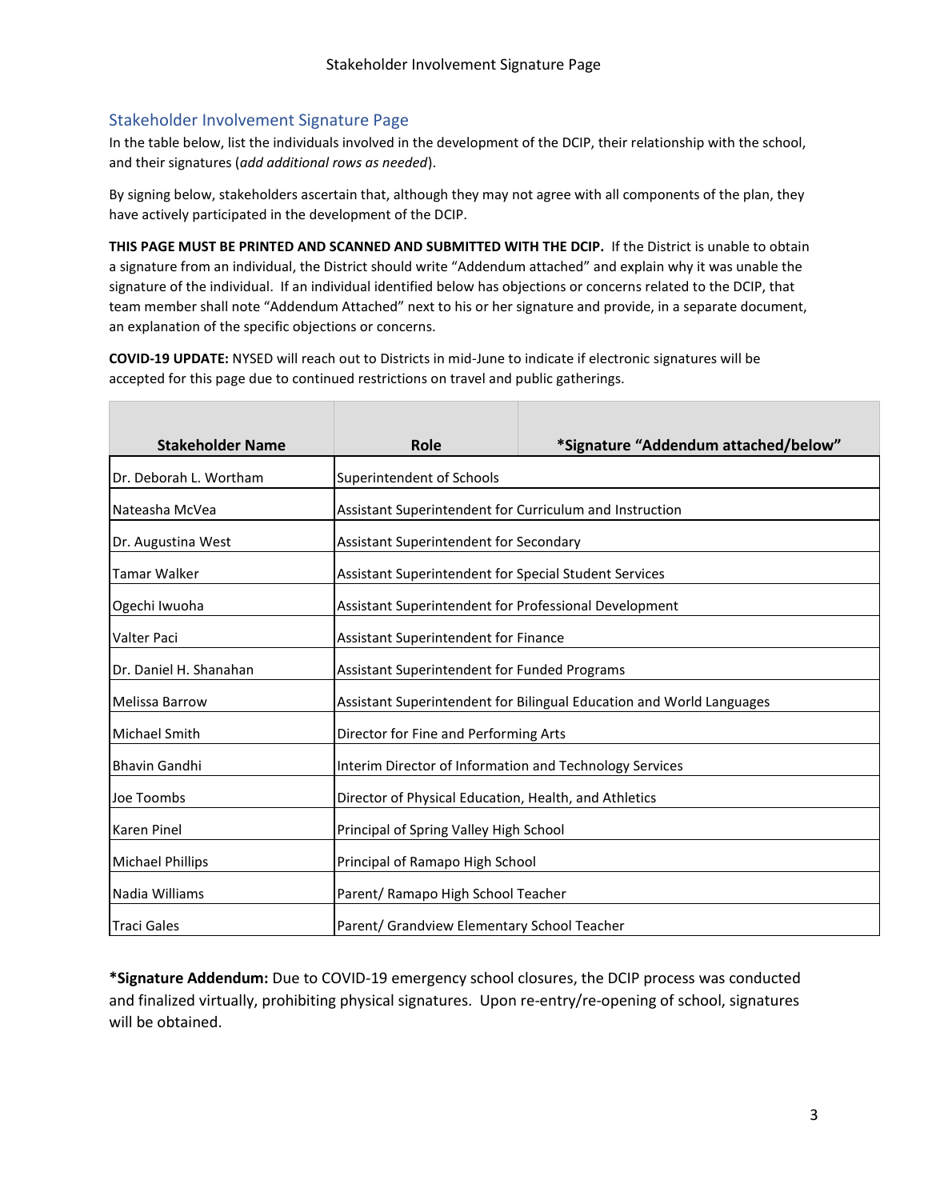## Stakeholder Involvement Signature Page

In the table below, list the individuals involved in the development of the DCIP, their relationship with the school, and their signatures (*add additional rows as needed*).

By signing below, stakeholders ascertain that, although they may not agree with all components of the plan, they have actively participated in the development of the DCIP.

**THIS PAGE MUST BE PRINTED AND SCANNED AND SUBMITTED WITH THE DCIP.** If the District is unable to obtain a signature from an individual, the District should write "Addendum attached" and explain why it was unable the signature of the individual. If an individual identified below has objections or concerns related to the DCIP, that team member shall note "Addendum Attached" next to his or her signature and provide, in a separate document, an explanation of the specific objections or concerns.

**COVID-19 UPDATE:** NYSED will reach out to Districts in mid-June to indicate if electronic signatures will be accepted for this page due to continued restrictions on travel and public gatherings.

| Stakeholder Name | Role | *Signature "Addendum attached/below" |
|---|---|---|
| Dr. Deborah L. Wortham | Superintendent of Schools | |
| Nateasha McVea | Assistant Superintendent for Curriculum and Instruction | |
| Dr. Augustina West | Assistant Superintendent for Secondary | |
| Tamar Walker | Assistant Superintendent for Special Student Services | |
| Ogechi Iwuoha | Assistant Superintendent for Professional Development | |
| Valter Paci | Assistant Superintendent for Finance | |
| Dr. Daniel H. Shanahan | Assistant Superintendent for Funded Programs | |
| Melissa Barrow | Assistant Superintendent for Bilingual Education and World Languages | |
| Michael Smith | Director for Fine and Performing Arts | |
| Bhavin Gandhi | Interim Director of Information and Technology Services | |
| Joe Toombs | Director of Physical Education, Health, and Athletics | |
| Karen Pinel | Principal of Spring Valley High School | |
| Michael Phillips | Principal of Ramapo High School | |
| Nadia Williams | Parent/ Ramapo High School Teacher | |
| Traci Gales | Parent/ Grandview Elementary School Teacher | |

***Signature Addendum:** Due to COVID-19 emergency school closures, the DCIP process was conducted and finalized virtually, prohibiting physical signatures. Upon re-entry/re-opening of school, signatures will be obtained.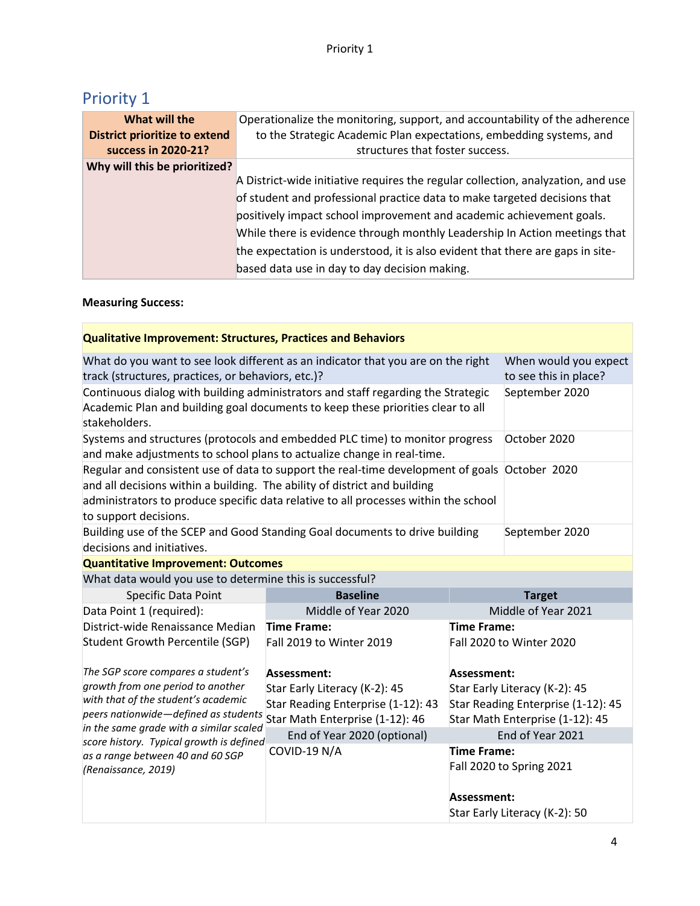## Priority 1

| What will the District prioritize to extend success in 2020-21? | Operationalize the monitoring, support, and accountability of the adherence to the Strategic Academic Plan expectations, embedding systems, and structures that foster success. |
|---|---|
| Why will this be prioritized? | A District-wide initiative requires the regular collection, analyzation, and use of student and professional practice data to make targeted decisions that positively impact school improvement and academic achievement goals. While there is evidence through monthly Leadership In Action meetings that the expectation is understood, it is also evident that there are gaps in site-based data use in day to day decision making. |

**Measuring Success:**

| **Qualitative Improvement: Structures, Practices and Behaviors** | |
|---|---|
| What do you want to see look different as an indicator that you are on the right track (structures, practices, or behaviors, etc.)? | When would you expect to see this in place? |
| Continuous dialog with building administrators and staff regarding the Strategic Academic Plan and building goal documents to keep these priorities clear to all stakeholders. | September 2020 |
| Systems and structures (protocols and embedded PLC time) to monitor progress and make adjustments to school plans to actualize change in real-time. | October 2020 |
| Regular and consistent use of data to support the real-time development of goals and all decisions within a building. The ability of district and building administrators to produce specific data relative to all processes within the school to support decisions. | October 2020 |
| Building use of the SCEP and Good Standing Goal documents to drive building decisions and initiatives. | September 2020 |

| **Quantitative Improvement: Outcomes** | | |
|---|---|---|
| What data would you use to determine this is successful? | | |
| Specific Data Point | **Baseline** | **Target** |
| Data Point 1 (required): | Middle of Year 2020 | Middle of Year 2021 |
| District-wide Renaissance Median Student Growth Percentile (SGP)<br><br>*The SGP score compares a student's growth from one period to another with that of the student's academic peers nationwide—defined as students in the same grade with a similar scaled score history. Typical growth is defined as a range between 40 and 60 SGP (Renaissance, 2019)* | **Time Frame:**<br>Fall 2019 to Winter 2019<br><br>**Assessment:**<br>Star Early Literacy (K-2): 45<br>Star Reading Enterprise (1-12): 43<br>Star Math Enterprise (1-12): 46 | **Time Frame:**<br>Fall 2020 to Winter 2020<br><br>**Assessment:**<br>Star Early Literacy (K-2): 45<br>Star Reading Enterprise (1-12): 45<br>Star Math Enterprise (1-12): 45 |
| | End of Year 2020 (optional) | End of Year 2021 |
| | COVID-19 N/A | **Time Frame:**<br>Fall 2020 to Spring 2021<br><br>**Assessment:**<br>Star Early Literacy (K-2): 50 |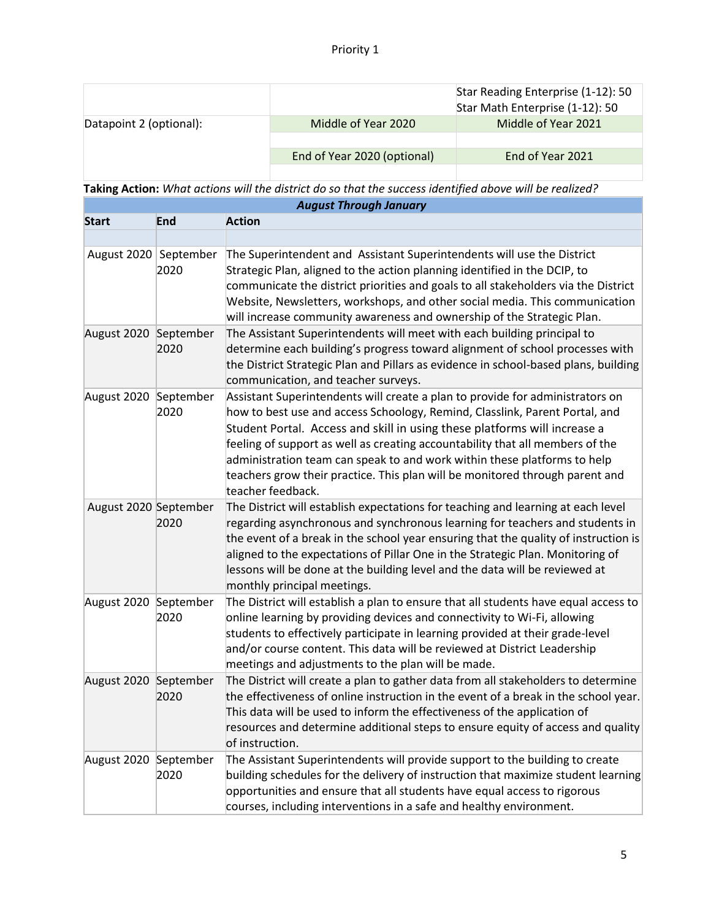Priority 1

| | | |
|---|---|---|
| | | Star Reading Enterprise (1-12): 50<br>Star Math Enterprise (1-12): 50 |
| Datapoint 2 (optional): | Middle of Year 2020 | Middle of Year 2021 |
| | | |
| | End of Year 2020 (optional) | End of Year 2021 |
| | | |

**Taking Action:** *What actions will the district do so that the success identified above will be realized?*

| ***August Through January*** | | |
|---|---|---|
| **Start** | **End** | **Action** |
| | | |
| August 2020 | September 2020 | The Superintendent and Assistant Superintendents will use the District Strategic Plan, aligned to the action planning identified in the DCIP, to communicate the district priorities and goals to all stakeholders via the District Website, Newsletters, workshops, and other social media. This communication will increase community awareness and ownership of the Strategic Plan. |
| August 2020 | September 2020 | The Assistant Superintendents will meet with each building principal to determine each building's progress toward alignment of school processes with the District Strategic Plan and Pillars as evidence in school-based plans, building communication, and teacher surveys. |
| August 2020 | September 2020 | Assistant Superintendents will create a plan to provide for administrators on how to best use and access Schoology, Remind, Classlink, Parent Portal, and Student Portal. Access and skill in using these platforms will increase a feeling of support as well as creating accountability that all members of the administration team can speak to and work within these platforms to help teachers grow their practice. This plan will be monitored through parent and teacher feedback. |
| August 2020 | September 2020 | The District will establish expectations for teaching and learning at each level regarding asynchronous and synchronous learning for teachers and students in the event of a break in the school year ensuring that the quality of instruction is aligned to the expectations of Pillar One in the Strategic Plan. Monitoring of lessons will be done at the building level and the data will be reviewed at monthly principal meetings. |
| August 2020 | September 2020 | The District will establish a plan to ensure that all students have equal access to online learning by providing devices and connectivity to Wi-Fi, allowing students to effectively participate in learning provided at their grade-level and/or course content. This data will be reviewed at District Leadership meetings and adjustments to the plan will be made. |
| August 2020 | September 2020 | The District will create a plan to gather data from all stakeholders to determine the effectiveness of online instruction in the event of a break in the school year. This data will be used to inform the effectiveness of the application of resources and determine additional steps to ensure equity of access and quality of instruction. |
| August 2020 | September 2020 | The Assistant Superintendents will provide support to the building to create building schedules for the delivery of instruction that maximize student learning opportunities and ensure that all students have equal access to rigorous courses, including interventions in a safe and healthy environment. |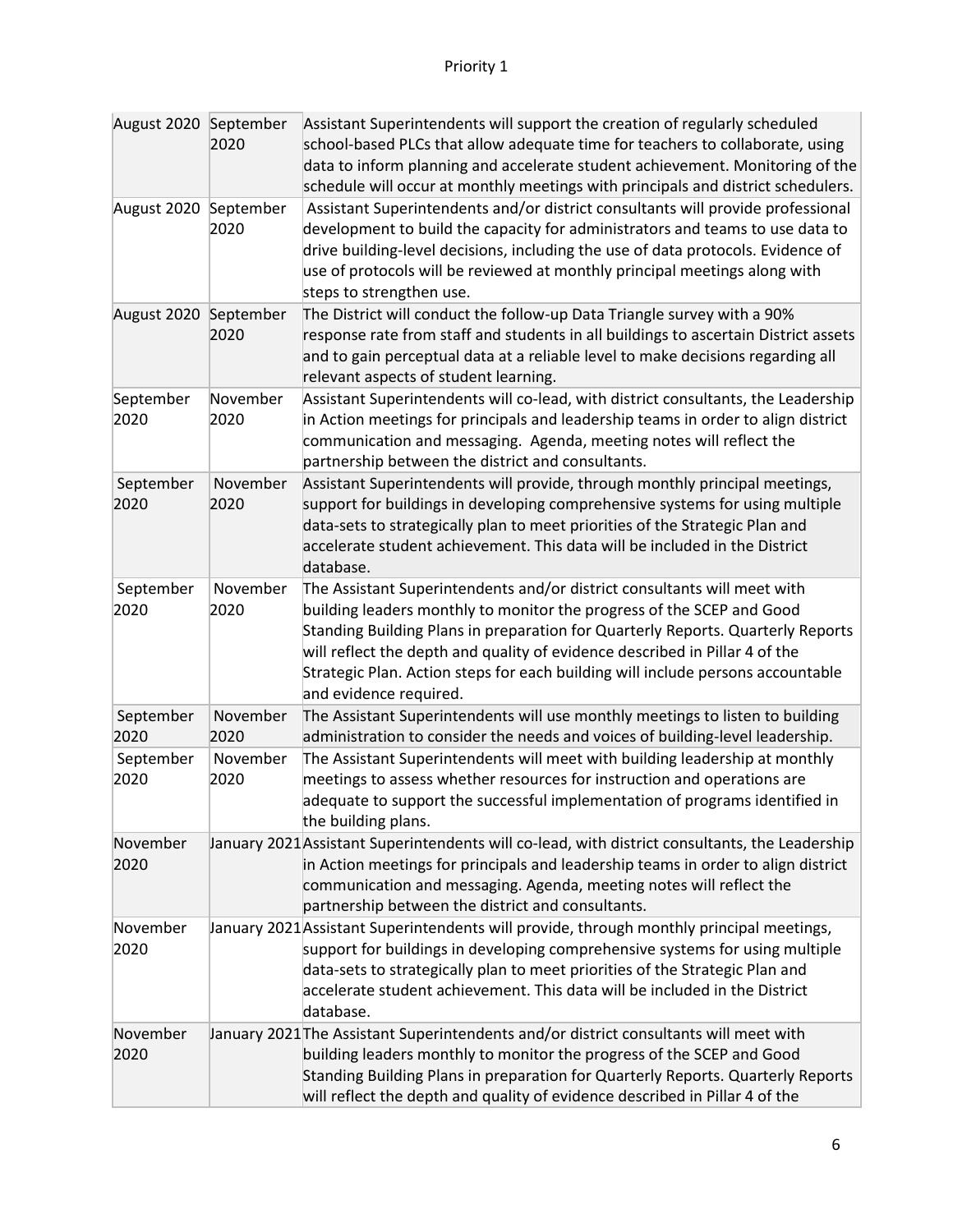| | | |
|---|---|---|
| August 2020 | September 2020 | Assistant Superintendents will support the creation of regularly scheduled school-based PLCs that allow adequate time for teachers to collaborate, using data to inform planning and accelerate student achievement. Monitoring of the schedule will occur at monthly meetings with principals and district schedulers. |
| August 2020 | September 2020 | Assistant Superintendents and/or district consultants will provide professional development to build the capacity for administrators and teams to use data to drive building-level decisions, including the use of data protocols. Evidence of use of protocols will be reviewed at monthly principal meetings along with steps to strengthen use. |
| August 2020 | September 2020 | The District will conduct the follow-up Data Triangle survey with a 90% response rate from staff and students in all buildings to ascertain District assets and to gain perceptual data at a reliable level to make decisions regarding all relevant aspects of student learning. |
| September 2020 | November 2020 | Assistant Superintendents will co-lead, with district consultants, the Leadership in Action meetings for principals and leadership teams in order to align district communication and messaging. Agenda, meeting notes will reflect the partnership between the district and consultants. |
| September 2020 | November 2020 | Assistant Superintendents will provide, through monthly principal meetings, support for buildings in developing comprehensive systems for using multiple data-sets to strategically plan to meet priorities of the Strategic Plan and accelerate student achievement. This data will be included in the District database. |
| September 2020 | November 2020 | The Assistant Superintendents and/or district consultants will meet with building leaders monthly to monitor the progress of the SCEP and Good Standing Building Plans in preparation for Quarterly Reports. Quarterly Reports will reflect the depth and quality of evidence described in Pillar 4 of the Strategic Plan. Action steps for each building will include persons accountable and evidence required. |
| September 2020 | November 2020 | The Assistant Superintendents will use monthly meetings to listen to building administration to consider the needs and voices of building-level leadership. |
| September 2020 | November 2020 | The Assistant Superintendents will meet with building leadership at monthly meetings to assess whether resources for instruction and operations are adequate to support the successful implementation of programs identified in the building plans. |
| November 2020 | January 2021 | Assistant Superintendents will co-lead, with district consultants, the Leadership in Action meetings for principals and leadership teams in order to align district communication and messaging. Agenda, meeting notes will reflect the partnership between the district and consultants. |
| November 2020 | January 2021 | Assistant Superintendents will provide, through monthly principal meetings, support for buildings in developing comprehensive systems for using multiple data-sets to strategically plan to meet priorities of the Strategic Plan and accelerate student achievement. This data will be included in the District database. |
| November 2020 | January 2021 | The Assistant Superintendents and/or district consultants will meet with building leaders monthly to monitor the progress of the SCEP and Good Standing Building Plans in preparation for Quarterly Reports. Quarterly Reports will reflect the depth and quality of evidence described in Pillar 4 of the |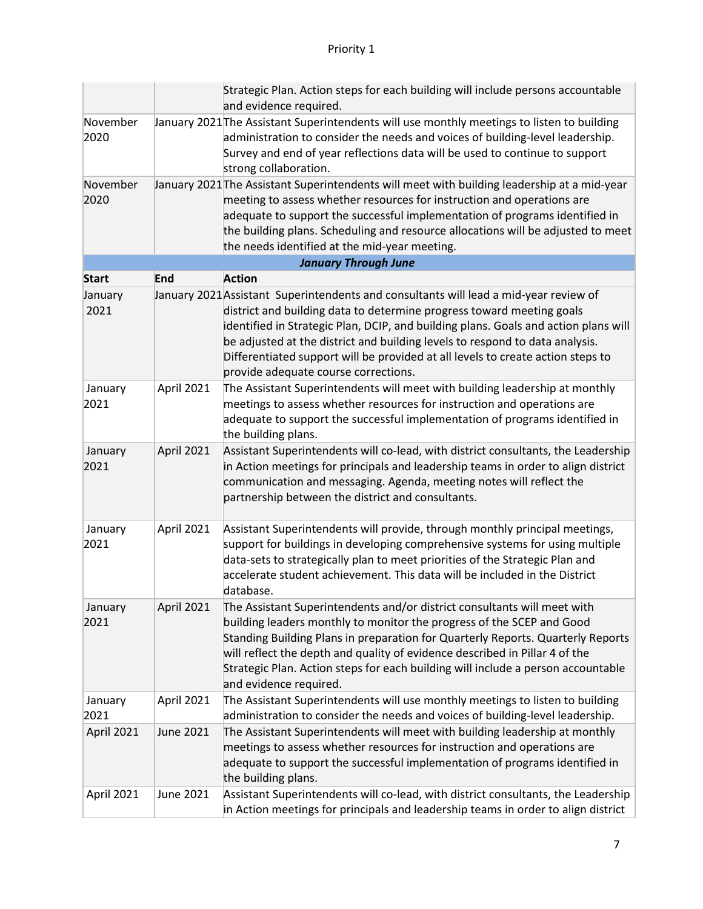| | | |
|---|---|---|
| | | Strategic Plan. Action steps for each building will include persons accountable and evidence required. |
| November 2020 | January 2021 | The Assistant Superintendents will use monthly meetings to listen to building administration to consider the needs and voices of building-level leadership. Survey and end of year reflections data will be used to continue to support strong collaboration. |
| November 2020 | January 2021 | The Assistant Superintendents will meet with building leadership at a mid-year meeting to assess whether resources for instruction and operations are adequate to support the successful implementation of programs identified in the building plans. Scheduling and resource allocations will be adjusted to meet the needs identified at the mid-year meeting. |
| ***January Through June*** | | |
| **Start** | **End** | **Action** |
| January 2021 | January 2021 | Assistant Superintendents and consultants will lead a mid-year review of district and building data to determine progress toward meeting goals identified in Strategic Plan, DCIP, and building plans. Goals and action plans will be adjusted at the district and building levels to respond to data analysis. Differentiated support will be provided at all levels to create action steps to provide adequate course corrections. |
| January 2021 | April 2021 | The Assistant Superintendents will meet with building leadership at monthly meetings to assess whether resources for instruction and operations are adequate to support the successful implementation of programs identified in the building plans. |
| January 2021 | April 2021 | Assistant Superintendents will co-lead, with district consultants, the Leadership in Action meetings for principals and leadership teams in order to align district communication and messaging. Agenda, meeting notes will reflect the partnership between the district and consultants. |
| January 2021 | April 2021 | Assistant Superintendents will provide, through monthly principal meetings, support for buildings in developing comprehensive systems for using multiple data-sets to strategically plan to meet priorities of the Strategic Plan and accelerate student achievement. This data will be included in the District database. |
| January 2021 | April 2021 | The Assistant Superintendents and/or district consultants will meet with building leaders monthly to monitor the progress of the SCEP and Good Standing Building Plans in preparation for Quarterly Reports. Quarterly Reports will reflect the depth and quality of evidence described in Pillar 4 of the Strategic Plan. Action steps for each building will include a person accountable and evidence required. |
| January 2021 | April 2021 | The Assistant Superintendents will use monthly meetings to listen to building administration to consider the needs and voices of building-level leadership. |
| April 2021 | June 2021 | The Assistant Superintendents will meet with building leadership at monthly meetings to assess whether resources for instruction and operations are adequate to support the successful implementation of programs identified in the building plans. |
| April 2021 | June 2021 | Assistant Superintendents will co-lead, with district consultants, the Leadership in Action meetings for principals and leadership teams in order to align district |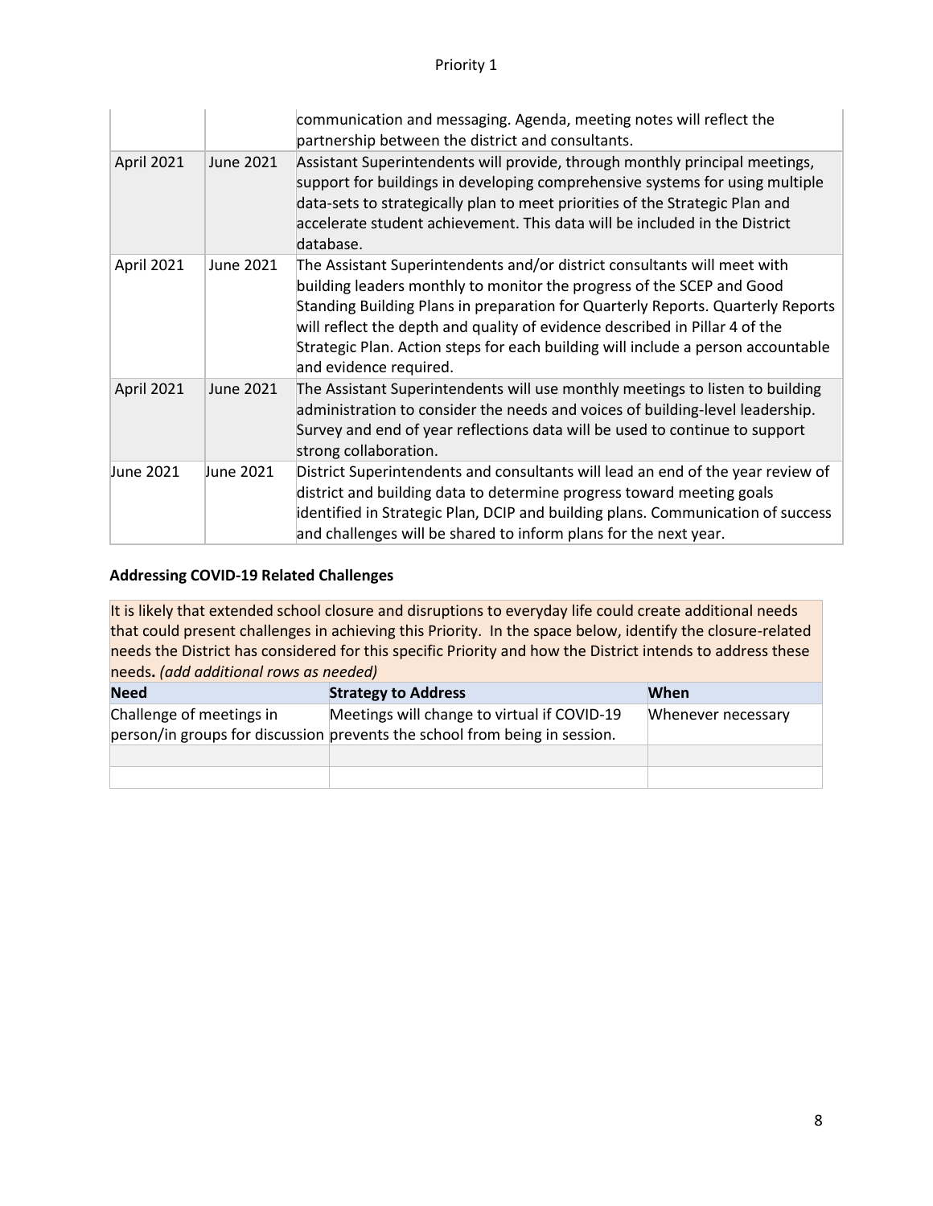|  |  | communication and messaging. Agenda, meeting notes will reflect the partnership between the district and consultants. |
| --- | --- | --- |
| April 2021 | June 2021 | Assistant Superintendents will provide, through monthly principal meetings, support for buildings in developing comprehensive systems for using multiple data-sets to strategically plan to meet priorities of the Strategic Plan and accelerate student achievement. This data will be included in the District database. |
| April 2021 | June 2021 | The Assistant Superintendents and/or district consultants will meet with building leaders monthly to monitor the progress of the SCEP and Good Standing Building Plans in preparation for Quarterly Reports. Quarterly Reports will reflect the depth and quality of evidence described in Pillar 4 of the Strategic Plan. Action steps for each building will include a person accountable and evidence required. |
| April 2021 | June 2021 | The Assistant Superintendents will use monthly meetings to listen to building administration to consider the needs and voices of building-level leadership. Survey and end of year reflections data will be used to continue to support strong collaboration. |
| June 2021 | June 2021 | District Superintendents and consultants will lead an end of the year review of district and building data to determine progress toward meeting goals identified in Strategic Plan, DCIP and building plans. Communication of success and challenges will be shared to inform plans for the next year. |

**Addressing COVID-19 Related Challenges**

It is likely that extended school closure and disruptions to everyday life could create additional needs that could present challenges in achieving this Priority. In the space below, identify the closure-related needs the District has considered for this specific Priority and how the District intends to address these needs**.** *(add additional rows as needed)*

| **Need** | **Strategy to Address** | **When** |
| --- | --- | --- |
| Challenge of meetings in person/in groups for discussion | Meetings will change to virtual if COVID-19 prevents the school from being in session. | Whenever necessary |
|  |  |  |
|  |  |  |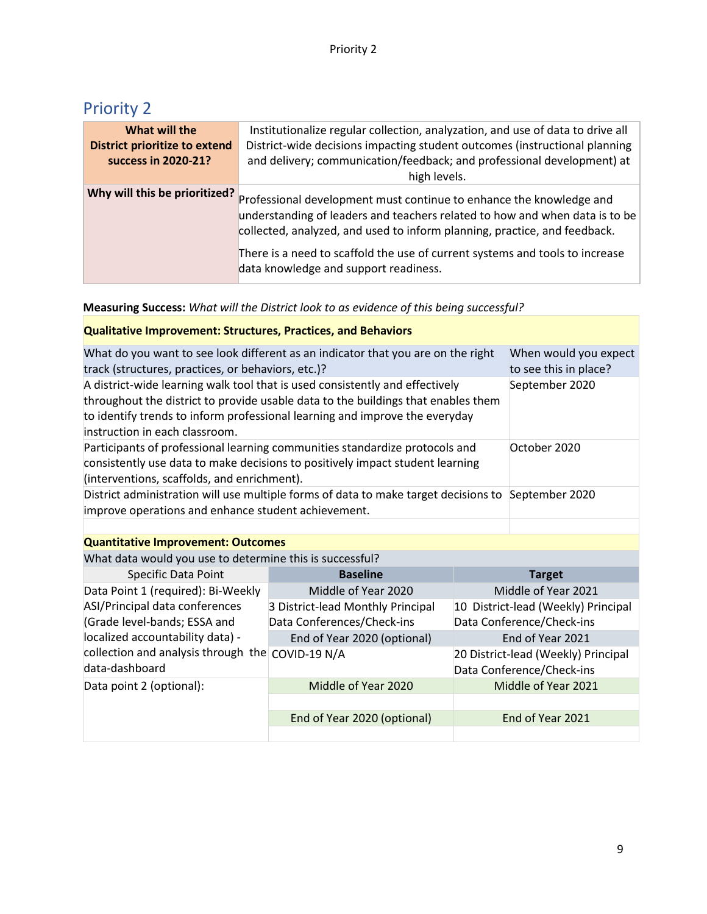## Priority 2

| What will the District prioritize to extend success in 2020-21? | Institutionalize regular collection, analyzation, and use of data to drive all District-wide decisions impacting student outcomes (instructional planning and delivery; communication/feedback; and professional development) at high levels. |
|---|---|
| Why will this be prioritized? | Professional development must continue to enhance the knowledge and understanding of leaders and teachers related to how and when data is to be collected, analyzed, and used to inform planning, practice, and feedback.<br><br>There is a need to scaffold the use of current systems and tools to increase data knowledge and support readiness. |

**Measuring Success:** *What will the District look to as evidence of this being successful?*

| Qualitative Improvement: Structures, Practices, and Behaviors | |
|---|---|
| What do you want to see look different as an indicator that you are on the right track (structures, practices, or behaviors, etc.)? | When would you expect to see this in place? |
| A district-wide learning walk tool that is used consistently and effectively throughout the district to provide usable data to the buildings that enables them to identify trends to inform professional learning and improve the everyday instruction in each classroom. | September 2020 |
| Participants of professional learning communities standardize protocols and consistently use data to make decisions to positively impact student learning (interventions, scaffolds, and enrichment). | October 2020 |
| District administration will use multiple forms of data to make target decisions to improve operations and enhance student achievement. | September 2020 |
| | |

**Quantitative Improvement: Outcomes**

What data would you use to determine this is successful?

| Specific Data Point | Baseline | Target |
|---|---|---|
| Data Point 1 (required): Bi-Weekly ASI/Principal data conferences (Grade level-bands; ESSA and localized accountability data) - collection and analysis through the data-dashboard | Middle of Year 2020 | Middle of Year 2021 |
| | 3 District-lead Monthly Principal Data Conferences/Check-ins | 10 District-lead (Weekly) Principal Data Conference/Check-ins |
| | End of Year 2020 (optional) | End of Year 2021 |
| | COVID-19 N/A | 20 District-lead (Weekly) Principal Data Conference/Check-ins |
| Data point 2 (optional): | Middle of Year 2020 | Middle of Year 2021 |
| | | |
| | End of Year 2020 (optional) | End of Year 2021 |
| | | |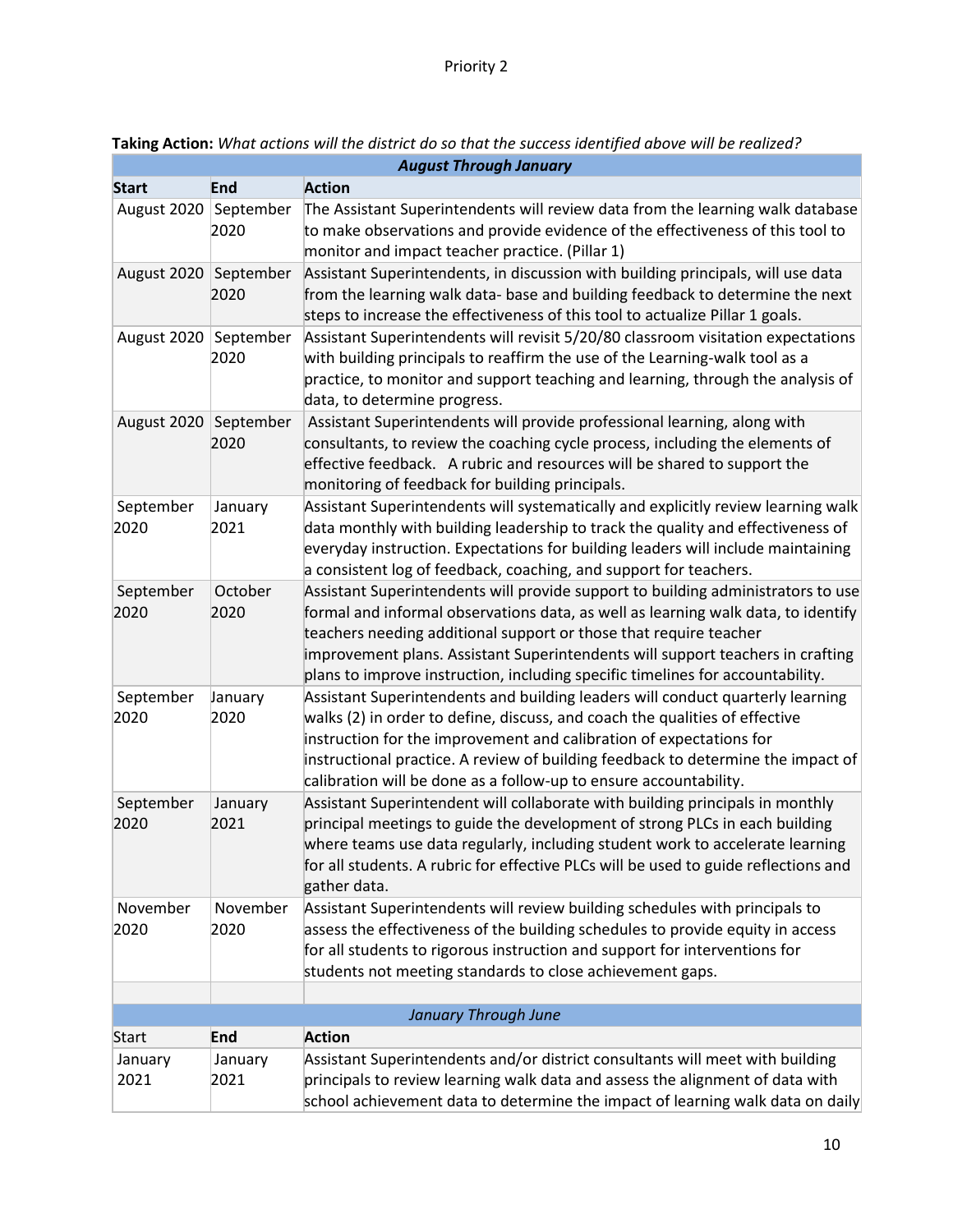Priority 2

**Taking Action:** *What actions will the district do so that the success identified above will be realized?*

| ***August Through January*** | | |
|---|---|---|
| **Start** | **End** | **Action** |
| August 2020 | September 2020 | The Assistant Superintendents will review data from the learning walk database to make observations and provide evidence of the effectiveness of this tool to monitor and impact teacher practice. (Pillar 1) |
| August 2020 | September 2020 | Assistant Superintendents, in discussion with building principals, will use data from the learning walk data- base and building feedback to determine the next steps to increase the effectiveness of this tool to actualize Pillar 1 goals. |
| August 2020 | September 2020 | Assistant Superintendents will revisit 5/20/80 classroom visitation expectations with building principals to reaffirm the use of the Learning-walk tool as a practice, to monitor and support teaching and learning, through the analysis of data, to determine progress. |
| August 2020 | September 2020 | Assistant Superintendents will provide professional learning, along with consultants, to review the coaching cycle process, including the elements of effective feedback. A rubric and resources will be shared to support the monitoring of feedback for building principals. |
| September 2020 | January 2021 | Assistant Superintendents will systematically and explicitly review learning walk data monthly with building leadership to track the quality and effectiveness of everyday instruction. Expectations for building leaders will include maintaining a consistent log of feedback, coaching, and support for teachers. |
| September 2020 | October 2020 | Assistant Superintendents will provide support to building administrators to use formal and informal observations data, as well as learning walk data, to identify teachers needing additional support or those that require teacher improvement plans. Assistant Superintendents will support teachers in crafting plans to improve instruction, including specific timelines for accountability. |
| September 2020 | January 2020 | Assistant Superintendents and building leaders will conduct quarterly learning walks (2) in order to define, discuss, and coach the qualities of effective instruction for the improvement and calibration of expectations for instructional practice. A review of building feedback to determine the impact of calibration will be done as a follow-up to ensure accountability. |
| September 2020 | January 2021 | Assistant Superintendent will collaborate with building principals in monthly principal meetings to guide the development of strong PLCs in each building where teams use data regularly, including student work to accelerate learning for all students. A rubric for effective PLCs will be used to guide reflections and gather data. |
| November 2020 | November 2020 | Assistant Superintendents will review building schedules with principals to assess the effectiveness of the building schedules to provide equity in access for all students to rigorous instruction and support for interventions for students not meeting standards to close achievement gaps. |
| | | |
| *January Through June* | | |
| Start | **End** | **Action** |
| January 2021 | January 2021 | Assistant Superintendents and/or district consultants will meet with building principals to review learning walk data and assess the alignment of data with school achievement data to determine the impact of learning walk data on daily |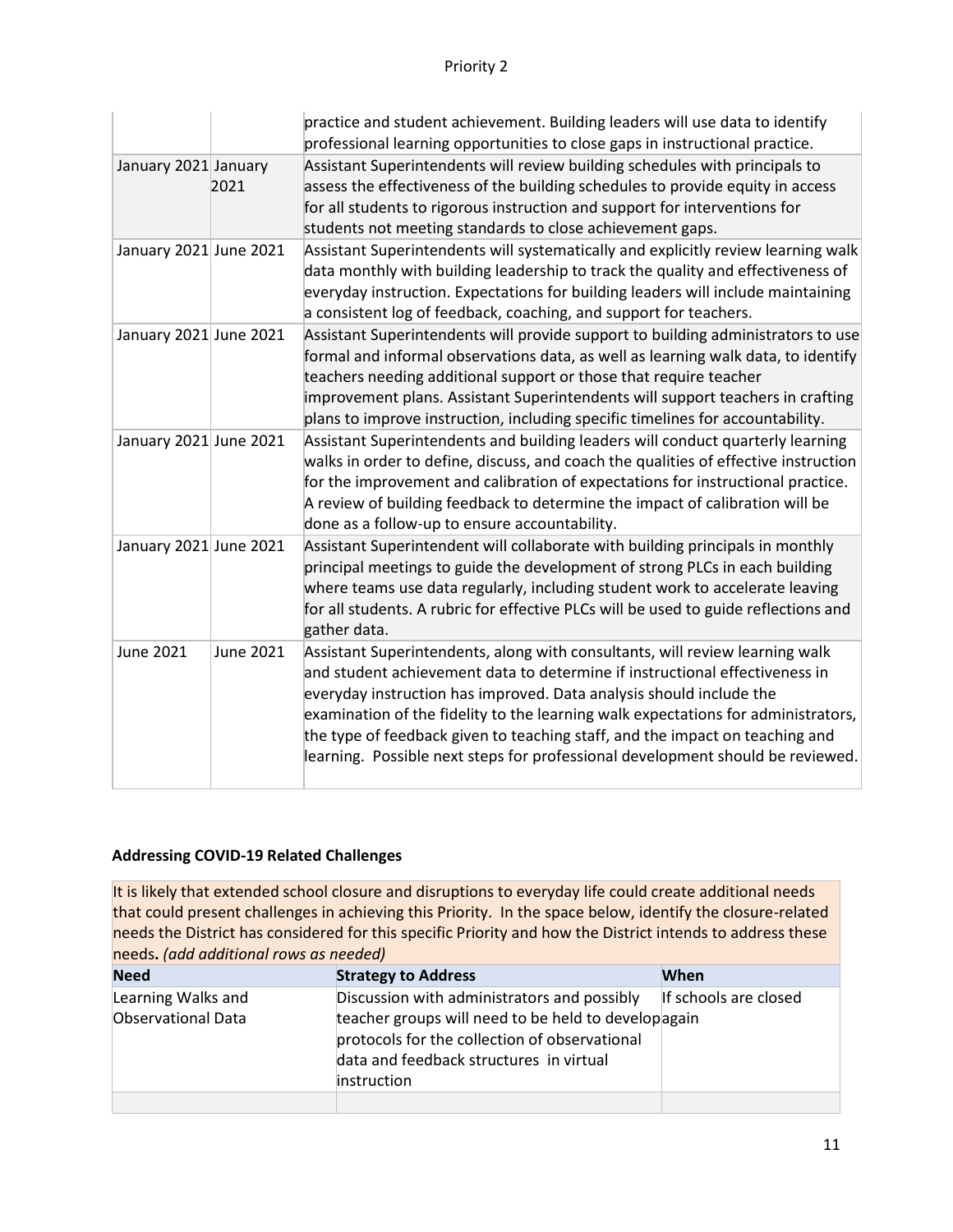| | | |
|---|---|---|
| | | practice and student achievement. Building leaders will use data to identify professional learning opportunities to close gaps in instructional practice. |
| January 2021 | January 2021 | Assistant Superintendents will review building schedules with principals to assess the effectiveness of the building schedules to provide equity in access for all students to rigorous instruction and support for interventions for students not meeting standards to close achievement gaps. |
| January 2021 | June 2021 | Assistant Superintendents will systematically and explicitly review learning walk data monthly with building leadership to track the quality and effectiveness of everyday instruction. Expectations for building leaders will include maintaining a consistent log of feedback, coaching, and support for teachers. |
| January 2021 | June 2021 | Assistant Superintendents will provide support to building administrators to use formal and informal observations data, as well as learning walk data, to identify teachers needing additional support or those that require teacher improvement plans. Assistant Superintendents will support teachers in crafting plans to improve instruction, including specific timelines for accountability. |
| January 2021 | June 2021 | Assistant Superintendents and building leaders will conduct quarterly learning walks in order to define, discuss, and coach the qualities of effective instruction for the improvement and calibration of expectations for instructional practice. A review of building feedback to determine the impact of calibration will be done as a follow-up to ensure accountability. |
| January 2021 | June 2021 | Assistant Superintendent will collaborate with building principals in monthly principal meetings to guide the development of strong PLCs in each building where teams use data regularly, including student work to accelerate leaving for all students. A rubric for effective PLCs will be used to guide reflections and gather data. |
| June 2021 | June 2021 | Assistant Superintendents, along with consultants, will review learning walk and student achievement data to determine if instructional effectiveness in everyday instruction has improved. Data analysis should include the examination of the fidelity to the learning walk expectations for administrators, the type of feedback given to teaching staff, and the impact on teaching and learning. Possible next steps for professional development should be reviewed. |

**Addressing COVID-19 Related Challenges**

It is likely that extended school closure and disruptions to everyday life could create additional needs that could present challenges in achieving this Priority. In the space below, identify the closure-related needs the District has considered for this specific Priority and how the District intends to address these needs. *(add additional rows as needed)*

| Need | Strategy to Address | When |
|---|---|---|
| Learning Walks and Observational Data | Discussion with administrators and possibly teacher groups will need to be held to develop protocols for the collection of observational data and feedback structures in virtual instruction | If schools are closed again |
| | | |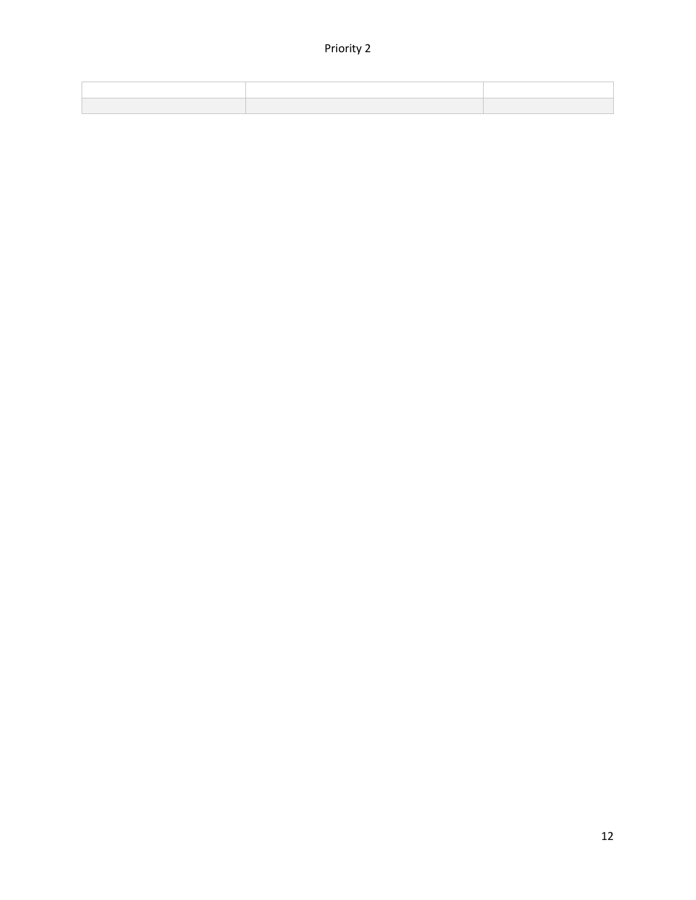Priority 2

| | | |
|---|---|---|
| | | |
| | | |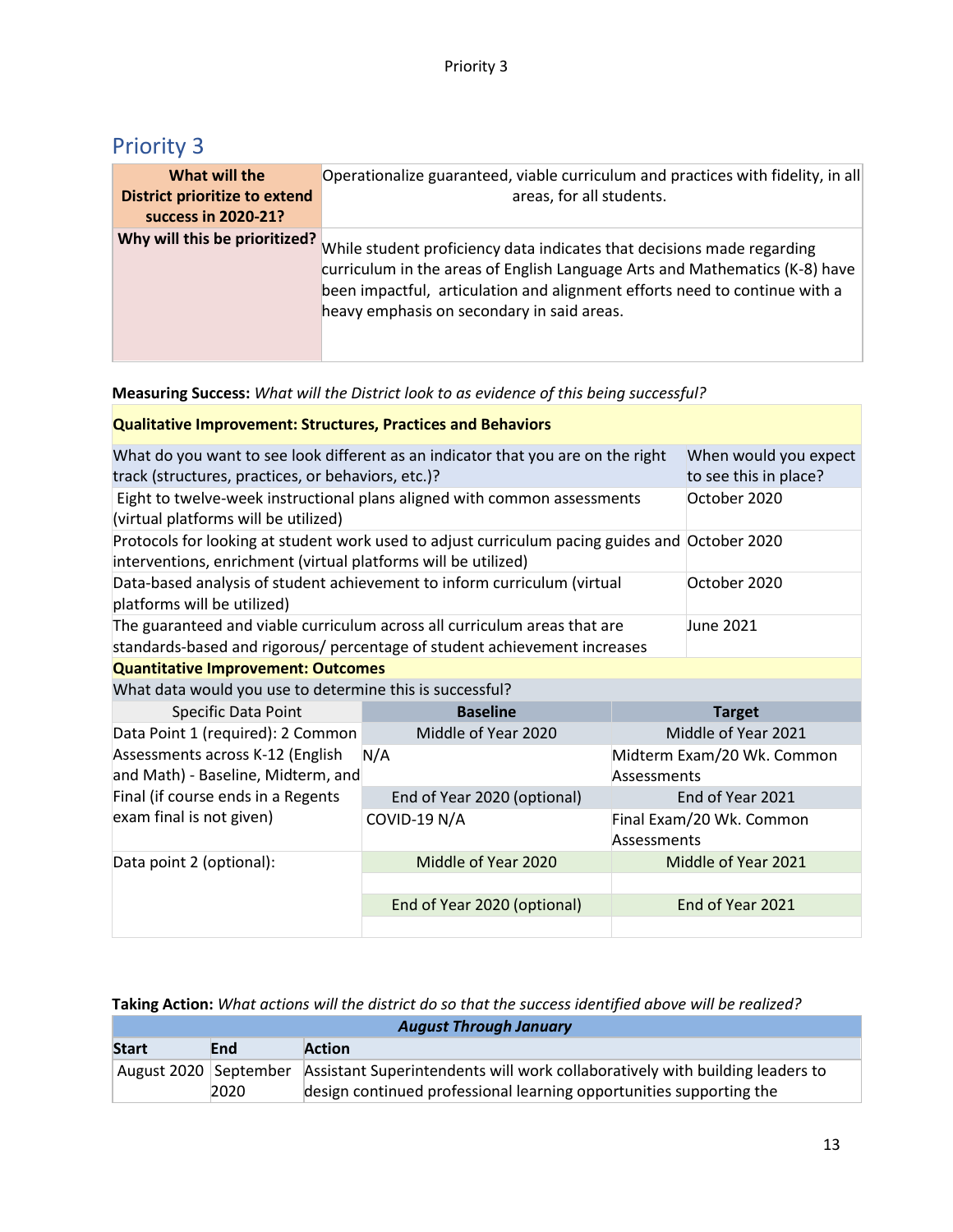## Priority 3

| What will the District prioritize to extend success in 2020-21? | Operationalize guaranteed, viable curriculum and practices with fidelity, in all areas, for all students. |
|---|---|
| **Why will this be prioritized?** | While student proficiency data indicates that decisions made regarding curriculum in the areas of English Language Arts and Mathematics (K-8) have been impactful, articulation and alignment efforts need to continue with a heavy emphasis on secondary in said areas. |

**Measuring Success:** *What will the District look to as evidence of this being successful?*

| **Qualitative Improvement: Structures, Practices and Behaviors** | |
|---|---|
| What do you want to see look different as an indicator that you are on the right track (structures, practices, or behaviors, etc.)? | When would you expect to see this in place? |
| Eight to twelve-week instructional plans aligned with common assessments (virtual platforms will be utilized) | October 2020 |
| Protocols for looking at student work used to adjust curriculum pacing guides and interventions, enrichment (virtual platforms will be utilized) | October 2020 |
| Data-based analysis of student achievement to inform curriculum (virtual platforms will be utilized) | October 2020 |
| The guaranteed and viable curriculum across all curriculum areas that are standards-based and rigorous/ percentage of student achievement increases | June 2021 |

**Quantitative Improvement: Outcomes**

What data would you use to determine this is successful?

| Specific Data Point | **Baseline** | **Target** |
|---|---|---|
| Data Point 1 (required): 2 Common Assessments across K-12 (English and Math) - Baseline, Midterm, and Final (if course ends in a Regents exam final is not given) | Middle of Year 2020 | Middle of Year 2021 |
| | N/A | Midterm Exam/20 Wk. Common Assessments |
| | End of Year 2020 (optional) | End of Year 2021 |
| | COVID-19 N/A | Final Exam/20 Wk. Common Assessments |
| Data point 2 (optional): | Middle of Year 2020 | Middle of Year 2021 |
| | | |
| | End of Year 2020 (optional) | End of Year 2021 |
| | | |

**Taking Action:** *What actions will the district do so that the success identified above will be realized?*

| ***August Through January*** | | |
|---|---|---|
| **Start** | **End** | **Action** |
| August 2020 | September 2020 | Assistant Superintendents will work collaboratively with building leaders to design continued professional learning opportunities supporting the |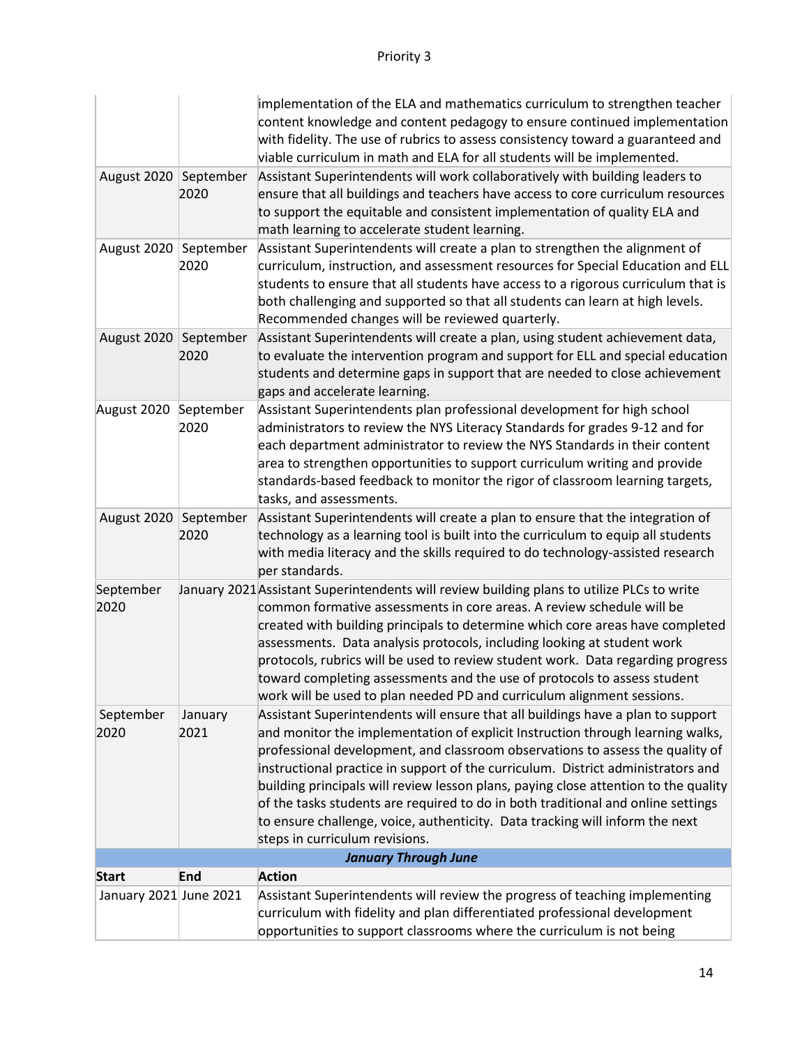| Start | End | Action |
|---|---|---|
| | | implementation of the ELA and mathematics curriculum to strengthen teacher content knowledge and content pedagogy to ensure continued implementation with fidelity. The use of rubrics to assess consistency toward a guaranteed and viable curriculum in math and ELA for all students will be implemented. |
| August 2020 | September 2020 | Assistant Superintendents will work collaboratively with building leaders to ensure that all buildings and teachers have access to core curriculum resources to support the equitable and consistent implementation of quality ELA and math learning to accelerate student learning. |
| August 2020 | September 2020 | Assistant Superintendents will create a plan to strengthen the alignment of curriculum, instruction, and assessment resources for Special Education and ELL students to ensure that all students have access to a rigorous curriculum that is both challenging and supported so that all students can learn at high levels. Recommended changes will be reviewed quarterly. |
| August 2020 | September 2020 | Assistant Superintendents will create a plan, using student achievement data, to evaluate the intervention program and support for ELL and special education students and determine gaps in support that are needed to close achievement gaps and accelerate learning. |
| August 2020 | September 2020 | Assistant Superintendents plan professional development for high school administrators to review the NYS Literacy Standards for grades 9-12 and for each department administrator to review the NYS Standards in their content area to strengthen opportunities to support curriculum writing and provide standards-based feedback to monitor the rigor of classroom learning targets, tasks, and assessments. |
| August 2020 | September 2020 | Assistant Superintendents will create a plan to ensure that the integration of technology as a learning tool is built into the curriculum to equip all students with media literacy and the skills required to do technology-assisted research per standards. |
| September 2020 | January 2021 | Assistant Superintendents will review building plans to utilize PLCs to write common formative assessments in core areas. A review schedule will be created with building principals to determine which core areas have completed assessments. Data analysis protocols, including looking at student work protocols, rubrics will be used to review student work. Data regarding progress toward completing assessments and the use of protocols to assess student work will be used to plan needed PD and curriculum alignment sessions. |
| September 2020 | January 2021 | Assistant Superintendents will ensure that all buildings have a plan to support and monitor the implementation of explicit Instruction through learning walks, professional development, and classroom observations to assess the quality of instructional practice in support of the curriculum. District administrators and building principals will review lesson plans, paying close attention to the quality of the tasks students are required to do in both traditional and online settings to ensure challenge, voice, authenticity. Data tracking will inform the next steps in curriculum revisions. |
| | ***January Through June*** | |
| **Start** | **End** | **Action** |
| January 2021 | June 2021 | Assistant Superintendents will review the progress of teaching implementing curriculum with fidelity and plan differentiated professional development opportunities to support classrooms where the curriculum is not being |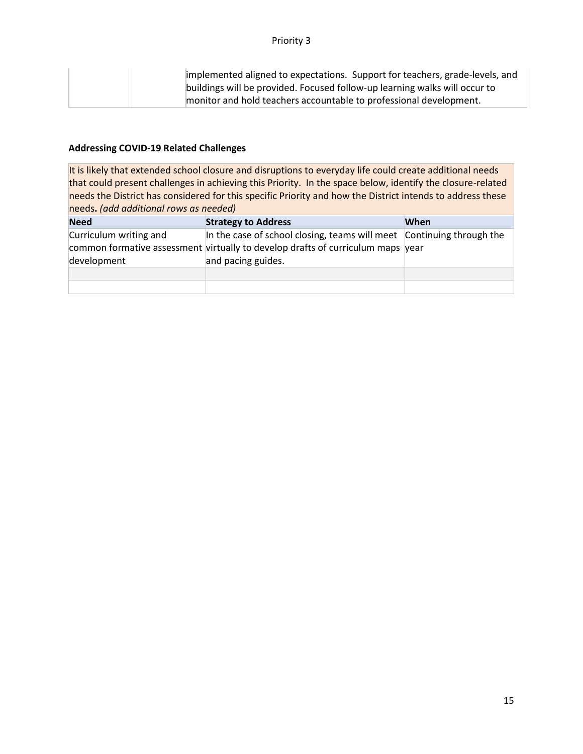| | | implemented aligned to expectations. Support for teachers, grade-levels, and buildings will be provided. Focused follow-up learning walks will occur to monitor and hold teachers accountable to professional development. |
|---|---|---|

### Addressing COVID-19 Related Challenges

| It is likely that extended school closure and disruptions to everyday life could create additional needs that could present challenges in achieving this Priority. In the space below, identify the closure-related needs the District has considered for this specific Priority and how the District intends to address these needs. *(add additional rows as needed)* | | |
|---|---|---|
| **Need** | **Strategy to Address** | **When** |
| Curriculum writing and common formative assessment development | In the case of school closing, teams will meet virtually to develop drafts of curriculum maps and pacing guides. | Continuing through the year |
| | | |
| | | |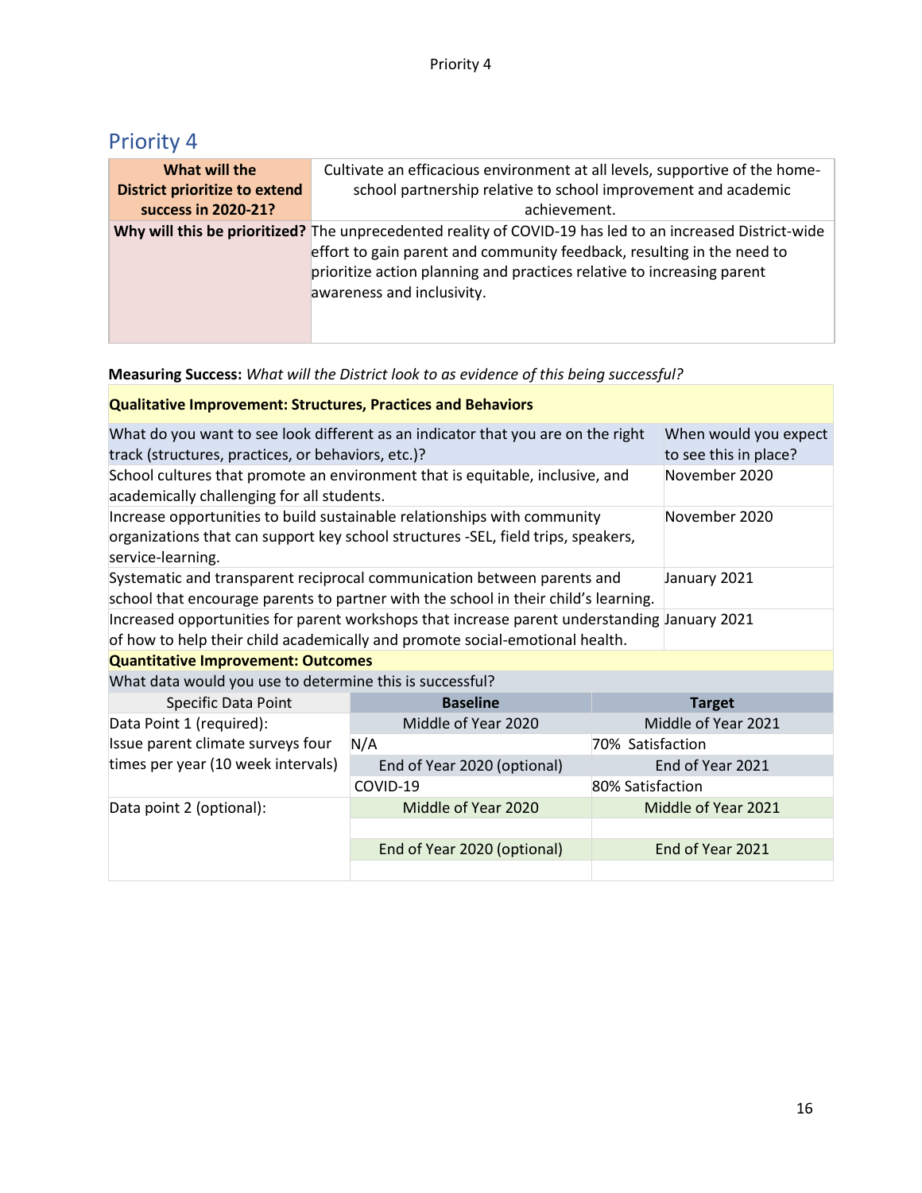## Priority 4

| What will the District prioritize to extend success in 2020-21? | Cultivate an efficacious environment at all levels, supportive of the home-school partnership relative to school improvement and academic achievement. |
| --- | --- |
| **Why will this be prioritized?** | The unprecedented reality of COVID-19 has led to an increased District-wide effort to gain parent and community feedback, resulting in the need to prioritize action planning and practices relative to increasing parent awareness and inclusivity. |

**Measuring Success:** *What will the District look to as evidence of this being successful?*

| **Qualitative Improvement: Structures, Practices and Behaviors** | |
| --- | --- |
| What do you want to see look different as an indicator that you are on the right track (structures, practices, or behaviors, etc.)? | When would you expect to see this in place? |
| School cultures that promote an environment that is equitable, inclusive, and academically challenging for all students. | November 2020 |
| Increase opportunities to build sustainable relationships with community organizations that can support key school structures -SEL, field trips, speakers, service-learning. | November 2020 |
| Systematic and transparent reciprocal communication between parents and school that encourage parents to partner with the school in their child's learning. | January 2021 |
| Increased opportunities for parent workshops that increase parent understanding of how to help their child academically and promote social-emotional health. | January 2021 |

| **Quantitative Improvement: Outcomes** | | |
| --- | --- | --- |
| What data would you use to determine this is successful? | | |
| Specific Data Point | **Baseline** | **Target** |
| Data Point 1 (required): Issue parent climate surveys four times per year (10 week intervals) | Middle of Year 2020 | Middle of Year 2021 |
| | N/A | 70% Satisfaction |
| | End of Year 2020 (optional) | End of Year 2021 |
| | COVID-19 | 80% Satisfaction |
| Data point 2 (optional): | Middle of Year 2020 | Middle of Year 2021 |
| | | |
| | End of Year 2020 (optional) | End of Year 2021 |
| | | |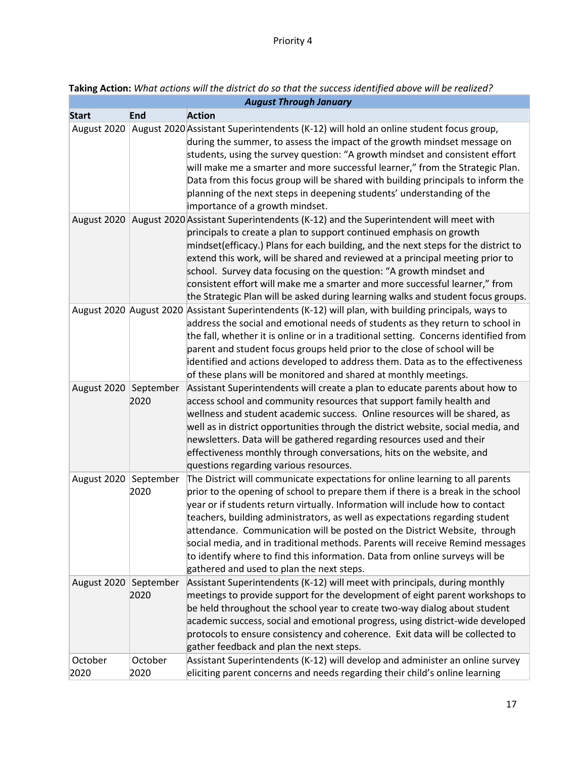Priority 4

**Taking Action:** *What actions will the district do so that the success identified above will be realized?*

| ***August Through January*** | | |
|---|---|---|
| **Start** | **End** | **Action** |
| August 2020 | August 2020 | Assistant Superintendents (K-12) will hold an online student focus group, during the summer, to assess the impact of the growth mindset message on students, using the survey question: "A growth mindset and consistent effort will make me a smarter and more successful learner," from the Strategic Plan. Data from this focus group will be shared with building principals to inform the planning of the next steps in deepening students' understanding of the importance of a growth mindset. |
| August 2020 | August 2020 | Assistant Superintendents (K-12) and the Superintendent will meet with principals to create a plan to support continued emphasis on growth mindset(efficacy.) Plans for each building, and the next steps for the district to extend this work, will be shared and reviewed at a principal meeting prior to school. Survey data focusing on the question: "A growth mindset and consistent effort will make me a smarter and more successful learner," from the Strategic Plan will be asked during learning walks and student focus groups. |
| August 2020 | August 2020 | Assistant Superintendents (K-12) will plan, with building principals, ways to address the social and emotional needs of students as they return to school in the fall, whether it is online or in a traditional setting. Concerns identified from parent and student focus groups held prior to the close of school will be identified and actions developed to address them. Data as to the effectiveness of these plans will be monitored and shared at monthly meetings. |
| August 2020 | September 2020 | Assistant Superintendents will create a plan to educate parents about how to access school and community resources that support family health and wellness and student academic success. Online resources will be shared, as well as in district opportunities through the district website, social media, and newsletters. Data will be gathered regarding resources used and their effectiveness monthly through conversations, hits on the website, and questions regarding various resources. |
| August 2020 | September 2020 | The District will communicate expectations for online learning to all parents prior to the opening of school to prepare them if there is a break in the school year or if students return virtually. Information will include how to contact teachers, building administrators, as well as expectations regarding student attendance. Communication will be posted on the District Website, through social media, and in traditional methods. Parents will receive Remind messages to identify where to find this information. Data from online surveys will be gathered and used to plan the next steps. |
| August 2020 | September 2020 | Assistant Superintendents (K-12) will meet with principals, during monthly meetings to provide support for the development of eight parent workshops to be held throughout the school year to create two-way dialog about student academic success, social and emotional progress, using district-wide developed protocols to ensure consistency and coherence. Exit data will be collected to gather feedback and plan the next steps. |
| October 2020 | October 2020 | Assistant Superintendents (K-12) will develop and administer an online survey eliciting parent concerns and needs regarding their child's online learning |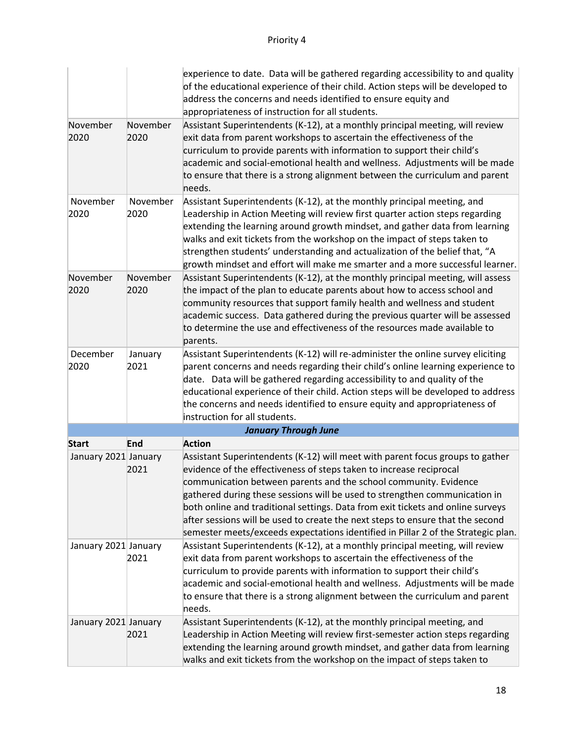| | | |
|---|---|---|
| | | experience to date. Data will be gathered regarding accessibility to and quality of the educational experience of their child. Action steps will be developed to address the concerns and needs identified to ensure equity and appropriateness of instruction for all students. |
| November 2020 | November 2020 | Assistant Superintendents (K-12), at a monthly principal meeting, will review exit data from parent workshops to ascertain the effectiveness of the curriculum to provide parents with information to support their child's academic and social-emotional health and wellness. Adjustments will be made to ensure that there is a strong alignment between the curriculum and parent needs. |
| November 2020 | November 2020 | Assistant Superintendents (K-12), at the monthly principal meeting, and Leadership in Action Meeting will review first quarter action steps regarding extending the learning around growth mindset, and gather data from learning walks and exit tickets from the workshop on the impact of steps taken to strengthen students' understanding and actualization of the belief that, "A growth mindset and effort will make me smarter and a more successful learner. |
| November 2020 | November 2020 | Assistant Superintendents (K-12), at the monthly principal meeting, will assess the impact of the plan to educate parents about how to access school and community resources that support family health and wellness and student academic success. Data gathered during the previous quarter will be assessed to determine the use and effectiveness of the resources made available to parents. |
| December 2020 | January 2021 | Assistant Superintendents (K-12) will re-administer the online survey eliciting parent concerns and needs regarding their child's online learning experience to date. Data will be gathered regarding accessibility to and quality of the educational experience of their child. Action steps will be developed to address the concerns and needs identified to ensure equity and appropriateness of instruction for all students. |
| | | ***January Through June*** |
| **Start** | **End** | **Action** |
| January 2021 | January 2021 | Assistant Superintendents (K-12) will meet with parent focus groups to gather evidence of the effectiveness of steps taken to increase reciprocal communication between parents and the school community. Evidence gathered during these sessions will be used to strengthen communication in both online and traditional settings. Data from exit tickets and online surveys after sessions will be used to create the next steps to ensure that the second semester meets/exceeds expectations identified in Pillar 2 of the Strategic plan. |
| January 2021 | January 2021 | Assistant Superintendents (K-12), at a monthly principal meeting, will review exit data from parent workshops to ascertain the effectiveness of the curriculum to provide parents with information to support their child's academic and social-emotional health and wellness. Adjustments will be made to ensure that there is a strong alignment between the curriculum and parent needs. |
| January 2021 | January 2021 | Assistant Superintendents (K-12), at the monthly principal meeting, and Leadership in Action Meeting will review first-semester action steps regarding extending the learning around growth mindset, and gather data from learning walks and exit tickets from the workshop on the impact of steps taken to |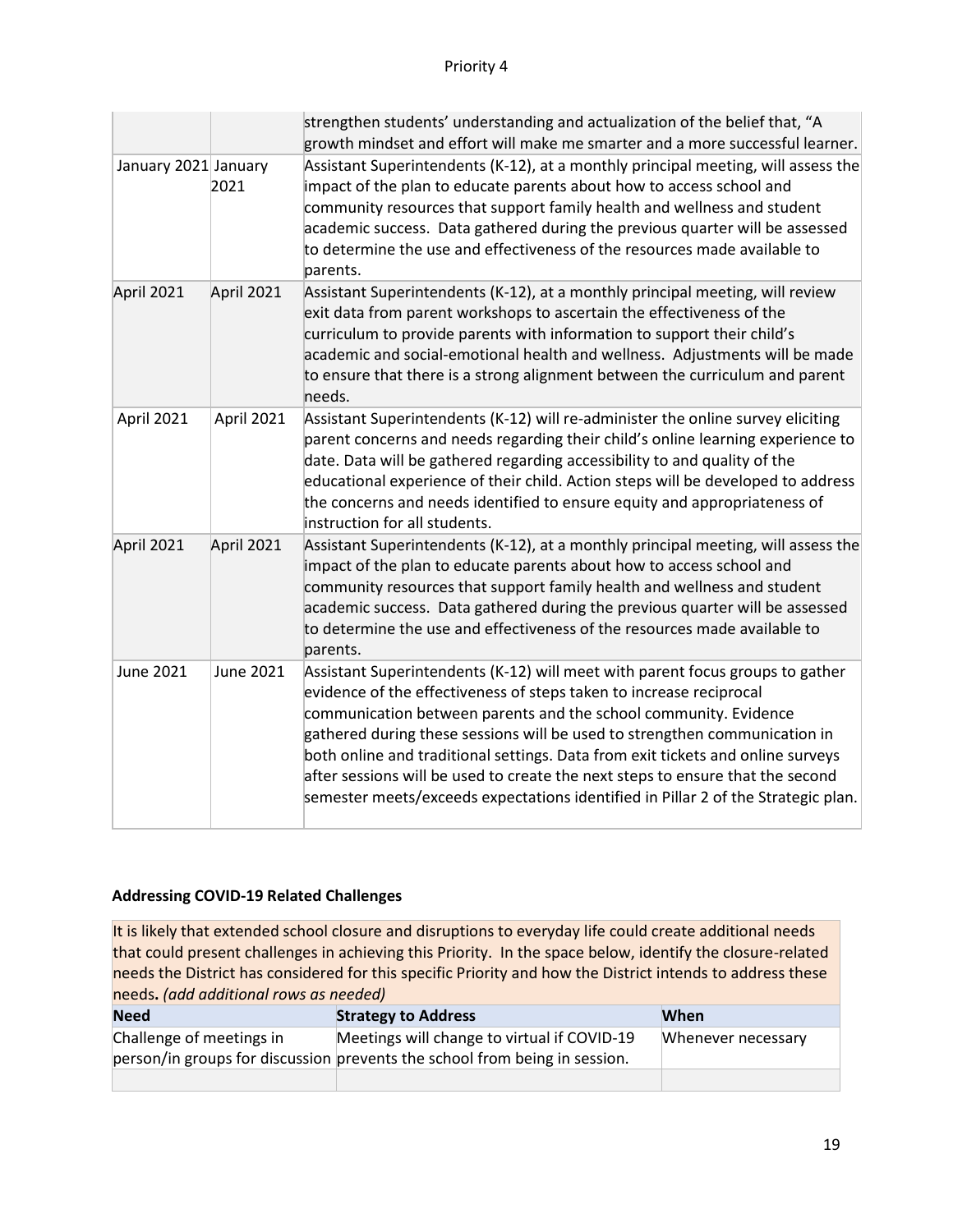| | | |
|---|---|---|
| | | strengthen students' understanding and actualization of the belief that, "A growth mindset and effort will make me smarter and a more successful learner. |
| January 2021 | January 2021 | Assistant Superintendents (K-12), at a monthly principal meeting, will assess the impact of the plan to educate parents about how to access school and community resources that support family health and wellness and student academic success. Data gathered during the previous quarter will be assessed to determine the use and effectiveness of the resources made available to parents. |
| April 2021 | April 2021 | Assistant Superintendents (K-12), at a monthly principal meeting, will review exit data from parent workshops to ascertain the effectiveness of the curriculum to provide parents with information to support their child's academic and social-emotional health and wellness. Adjustments will be made to ensure that there is a strong alignment between the curriculum and parent needs. |
| April 2021 | April 2021 | Assistant Superintendents (K-12) will re-administer the online survey eliciting parent concerns and needs regarding their child's online learning experience to date. Data will be gathered regarding accessibility to and quality of the educational experience of their child. Action steps will be developed to address the concerns and needs identified to ensure equity and appropriateness of instruction for all students. |
| April 2021 | April 2021 | Assistant Superintendents (K-12), at a monthly principal meeting, will assess the impact of the plan to educate parents about how to access school and community resources that support family health and wellness and student academic success. Data gathered during the previous quarter will be assessed to determine the use and effectiveness of the resources made available to parents. |
| June 2021 | June 2021 | Assistant Superintendents (K-12) will meet with parent focus groups to gather evidence of the effectiveness of steps taken to increase reciprocal communication between parents and the school community. Evidence gathered during these sessions will be used to strengthen communication in both online and traditional settings. Data from exit tickets and online surveys after sessions will be used to create the next steps to ensure that the second semester meets/exceeds expectations identified in Pillar 2 of the Strategic plan. |

### Addressing COVID-19 Related Challenges

It is likely that extended school closure and disruptions to everyday life could create additional needs that could present challenges in achieving this Priority. In the space below, identify the closure-related needs the District has considered for this specific Priority and how the District intends to address these needs**.** *(add additional rows as needed)*

| Need | Strategy to Address | When |
|---|---|---|
| Challenge of meetings in person/in groups for discussion | Meetings will change to virtual if COVID-19 prevents the school from being in session. | Whenever necessary |
| | | |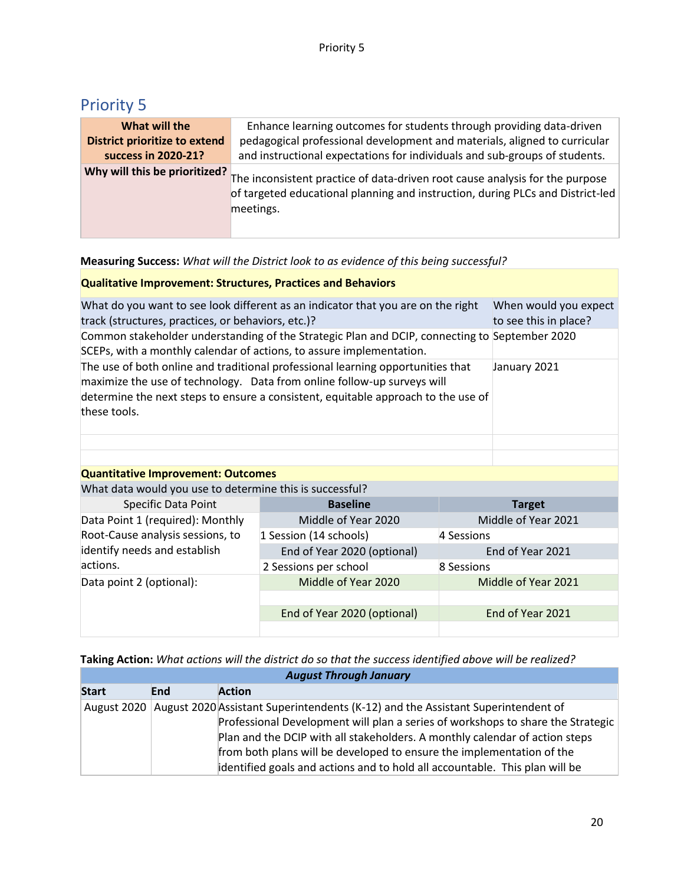## Priority 5

| What will the District prioritize to extend success in 2020-21? | Enhance learning outcomes for students through providing data-driven pedagogical professional development and materials, aligned to curricular and instructional expectations for individuals and sub-groups of students. |
|---|---|
| **Why will this be prioritized?** | The inconsistent practice of data-driven root cause analysis for the purpose of targeted educational planning and instruction, during PLCs and District-led meetings. |

**Measuring Success:** *What will the District look to as evidence of this being successful?*

| **Qualitative Improvement: Structures, Practices and Behaviors** | |
|---|---|
| What do you want to see look different as an indicator that you are on the right track (structures, practices, or behaviors, etc.)? | When would you expect to see this in place? |
| Common stakeholder understanding of the Strategic Plan and DCIP, connecting to SCEPs, with a monthly calendar of actions, to assure implementation. | September 2020 |
| The use of both online and traditional professional learning opportunities that maximize the use of technology. Data from online follow-up surveys will determine the next steps to ensure a consistent, equitable approach to the use of these tools. | January 2021 |
| | |
| | |

| **Quantitative Improvement: Outcomes** | | |
|---|---|---|
| What data would you use to determine this is successful? | | |
| Specific Data Point | **Baseline** | **Target** |
| Data Point 1 (required): Monthly Root-Cause analysis sessions, to identify needs and establish actions. | Middle of Year 2020 | Middle of Year 2021 |
| | 1 Session (14 schools) | 4 Sessions |
| | End of Year 2020 (optional) | End of Year 2021 |
| | 2 Sessions per school | 8 Sessions |
| Data point 2 (optional): | Middle of Year 2020 | Middle of Year 2021 |
| | | |
| | End of Year 2020 (optional) | End of Year 2021 |
| | | |

**Taking Action:** *What actions will the district do so that the success identified above will be realized?*

| ***August Through January*** | | |
|---|---|---|
| **Start** | **End** | **Action** |
| August 2020 | August 2020 | Assistant Superintendents (K-12) and the Assistant Superintendent of Professional Development will plan a series of workshops to share the Strategic Plan and the DCIP with all stakeholders. A monthly calendar of action steps from both plans will be developed to ensure the implementation of the identified goals and actions and to hold all accountable. This plan will be |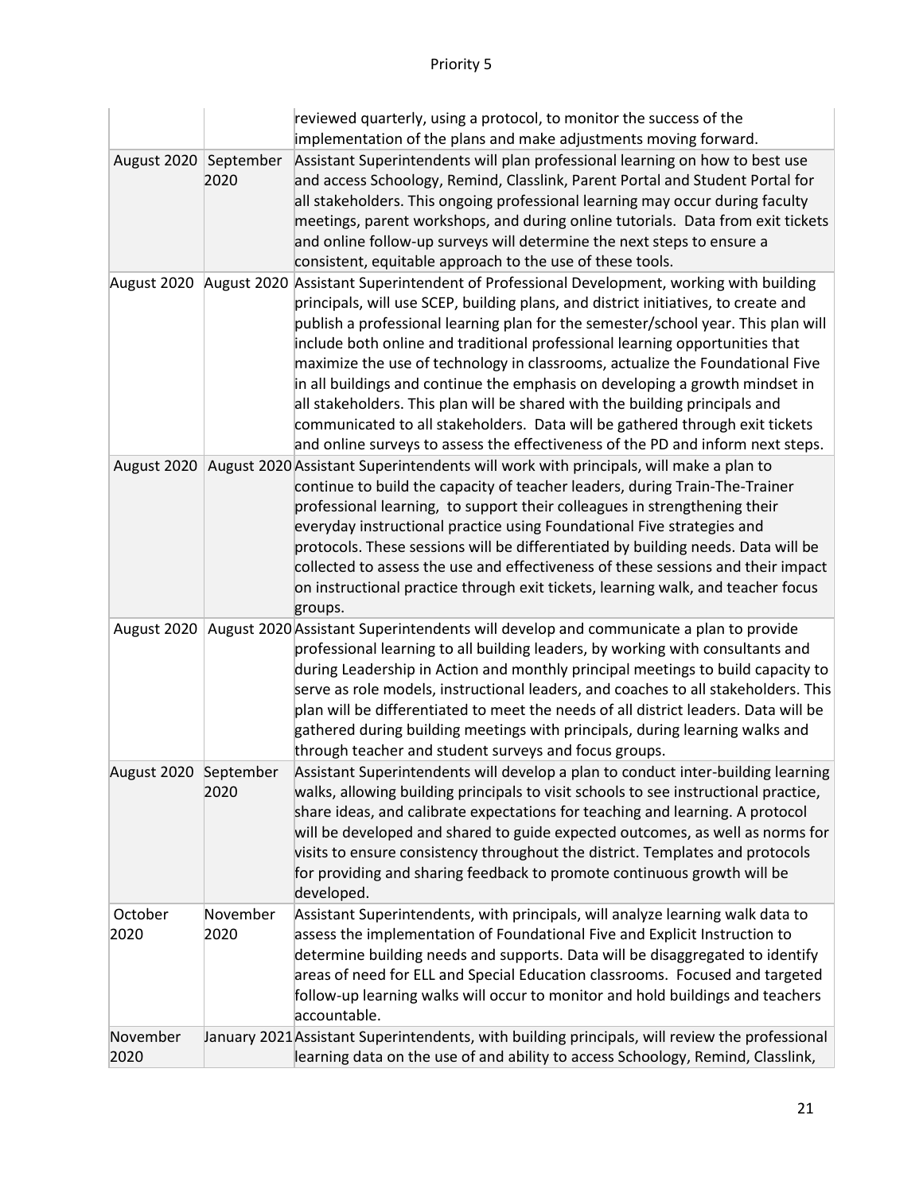| | | |
|---|---|---|
| | | reviewed quarterly, using a protocol, to monitor the success of the implementation of the plans and make adjustments moving forward. |
| August 2020 | September 2020 | Assistant Superintendents will plan professional learning on how to best use and access Schoology, Remind, Classlink, Parent Portal and Student Portal for all stakeholders. This ongoing professional learning may occur during faculty meetings, parent workshops, and during online tutorials. Data from exit tickets and online follow-up surveys will determine the next steps to ensure a consistent, equitable approach to the use of these tools. |
| August 2020 | August 2020 | Assistant Superintendent of Professional Development, working with building principals, will use SCEP, building plans, and district initiatives, to create and publish a professional learning plan for the semester/school year. This plan will include both online and traditional professional learning opportunities that maximize the use of technology in classrooms, actualize the Foundational Five in all buildings and continue the emphasis on developing a growth mindset in all stakeholders. This plan will be shared with the building principals and communicated to all stakeholders. Data will be gathered through exit tickets and online surveys to assess the effectiveness of the PD and inform next steps. |
| August 2020 | August 2020 | Assistant Superintendents will work with principals, will make a plan to continue to build the capacity of teacher leaders, during Train-The-Trainer professional learning, to support their colleagues in strengthening their everyday instructional practice using Foundational Five strategies and protocols. These sessions will be differentiated by building needs. Data will be collected to assess the use and effectiveness of these sessions and their impact on instructional practice through exit tickets, learning walk, and teacher focus groups. |
| August 2020 | August 2020 | Assistant Superintendents will develop and communicate a plan to provide professional learning to all building leaders, by working with consultants and during Leadership in Action and monthly principal meetings to build capacity to serve as role models, instructional leaders, and coaches to all stakeholders. This plan will be differentiated to meet the needs of all district leaders. Data will be gathered during building meetings with principals, during learning walks and through teacher and student surveys and focus groups. |
| August 2020 | September 2020 | Assistant Superintendents will develop a plan to conduct inter-building learning walks, allowing building principals to visit schools to see instructional practice, share ideas, and calibrate expectations for teaching and learning. A protocol will be developed and shared to guide expected outcomes, as well as norms for visits to ensure consistency throughout the district. Templates and protocols for providing and sharing feedback to promote continuous growth will be developed. |
| October 2020 | November 2020 | Assistant Superintendents, with principals, will analyze learning walk data to assess the implementation of Foundational Five and Explicit Instruction to determine building needs and supports. Data will be disaggregated to identify areas of need for ELL and Special Education classrooms. Focused and targeted follow-up learning walks will occur to monitor and hold buildings and teachers accountable. |
| November 2020 | January 2021 | Assistant Superintendents, with building principals, will review the professional learning data on the use of and ability to access Schoology, Remind, Classlink, |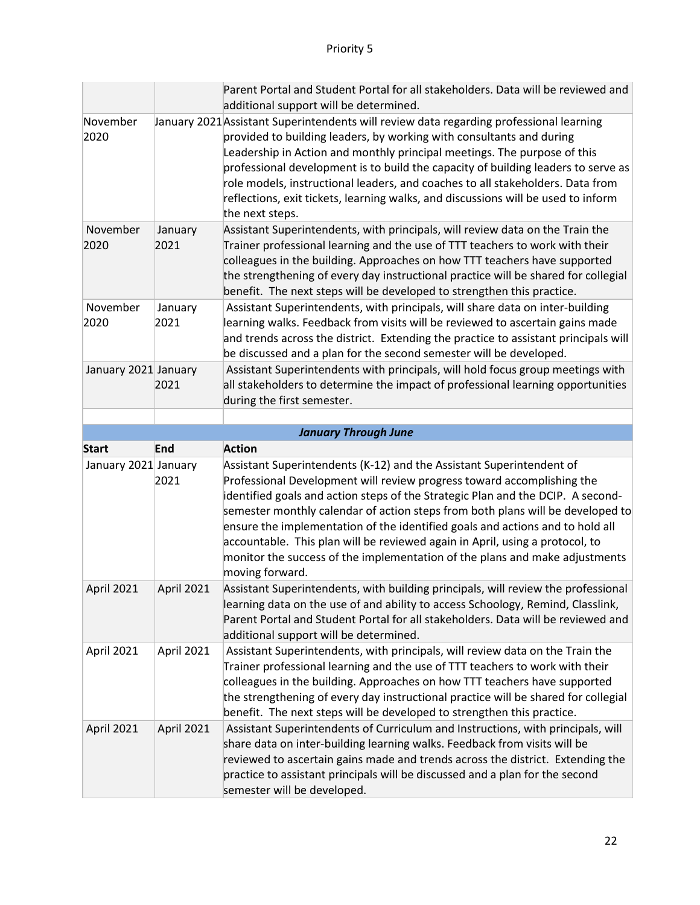| | | Parent Portal and Student Portal for all stakeholders. Data will be reviewed and additional support will be determined. |
|---|---|---|
| November 2020 | January 2021 | Assistant Superintendents will review data regarding professional learning provided to building leaders, by working with consultants and during Leadership in Action and monthly principal meetings. The purpose of this professional development is to build the capacity of building leaders to serve as role models, instructional leaders, and coaches to all stakeholders. Data from reflections, exit tickets, learning walks, and discussions will be used to inform the next steps. |
| November 2020 | January 2021 | Assistant Superintendents, with principals, will review data on the Train the Trainer professional learning and the use of TTT teachers to work with their colleagues in the building. Approaches on how TTT teachers have supported the strengthening of every day instructional practice will be shared for collegial benefit. The next steps will be developed to strengthen this practice. |
| November 2020 | January 2021 | Assistant Superintendents, with principals, will share data on inter-building learning walks. Feedback from visits will be reviewed to ascertain gains made and trends across the district. Extending the practice to assistant principals will be discussed and a plan for the second semester will be developed. |
| January 2021 | January 2021 | Assistant Superintendents with principals, will hold focus group meetings with all stakeholders to determine the impact of professional learning opportunities during the first semester. |
| | | |

| | ***January Through June*** | |
|---|---|---|
| **Start** | **End** | **Action** |
| January 2021 | January 2021 | Assistant Superintendents (K-12) and the Assistant Superintendent of Professional Development will review progress toward accomplishing the identified goals and action steps of the Strategic Plan and the DCIP. A second-semester monthly calendar of action steps from both plans will be developed to ensure the implementation of the identified goals and actions and to hold all accountable. This plan will be reviewed again in April, using a protocol, to monitor the success of the implementation of the plans and make adjustments moving forward. |
| April 2021 | April 2021 | Assistant Superintendents, with building principals, will review the professional learning data on the use of and ability to access Schoology, Remind, Classlink, Parent Portal and Student Portal for all stakeholders. Data will be reviewed and additional support will be determined. |
| April 2021 | April 2021 | Assistant Superintendents, with principals, will review data on the Train the Trainer professional learning and the use of TTT teachers to work with their colleagues in the building. Approaches on how TTT teachers have supported the strengthening of every day instructional practice will be shared for collegial benefit. The next steps will be developed to strengthen this practice. |
| April 2021 | April 2021 | Assistant Superintendents of Curriculum and Instructions, with principals, will share data on inter-building learning walks. Feedback from visits will be reviewed to ascertain gains made and trends across the district. Extending the practice to assistant principals will be discussed and a plan for the second semester will be developed. |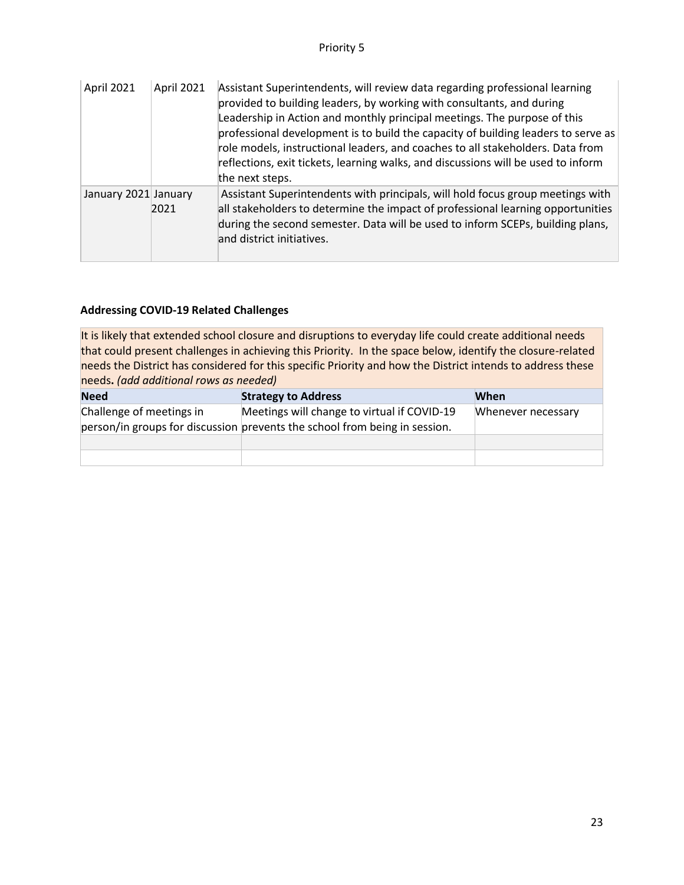| | | |
|---|---|---|
| April 2021 | April 2021 | Assistant Superintendents, will review data regarding professional learning provided to building leaders, by working with consultants, and during Leadership in Action and monthly principal meetings. The purpose of this professional development is to build the capacity of building leaders to serve as role models, instructional leaders, and coaches to all stakeholders. Data from reflections, exit tickets, learning walks, and discussions will be used to inform the next steps. |
| January 2021 | January 2021 | Assistant Superintendents with principals, will hold focus group meetings with all stakeholders to determine the impact of professional learning opportunities during the second semester. Data will be used to inform SCEPs, building plans, and district initiatives. |

**Addressing COVID-19 Related Challenges**

It is likely that extended school closure and disruptions to everyday life could create additional needs that could present challenges in achieving this Priority. In the space below, identify the closure-related needs the District has considered for this specific Priority and how the District intends to address these needs**.** *(add additional rows as needed)*

| **Need** | **Strategy to Address** | **When** |
|---|---|---|
| Challenge of meetings in person/in groups for discussion | Meetings will change to virtual if COVID-19 prevents the school from being in session. | Whenever necessary |
| | | |
| | | |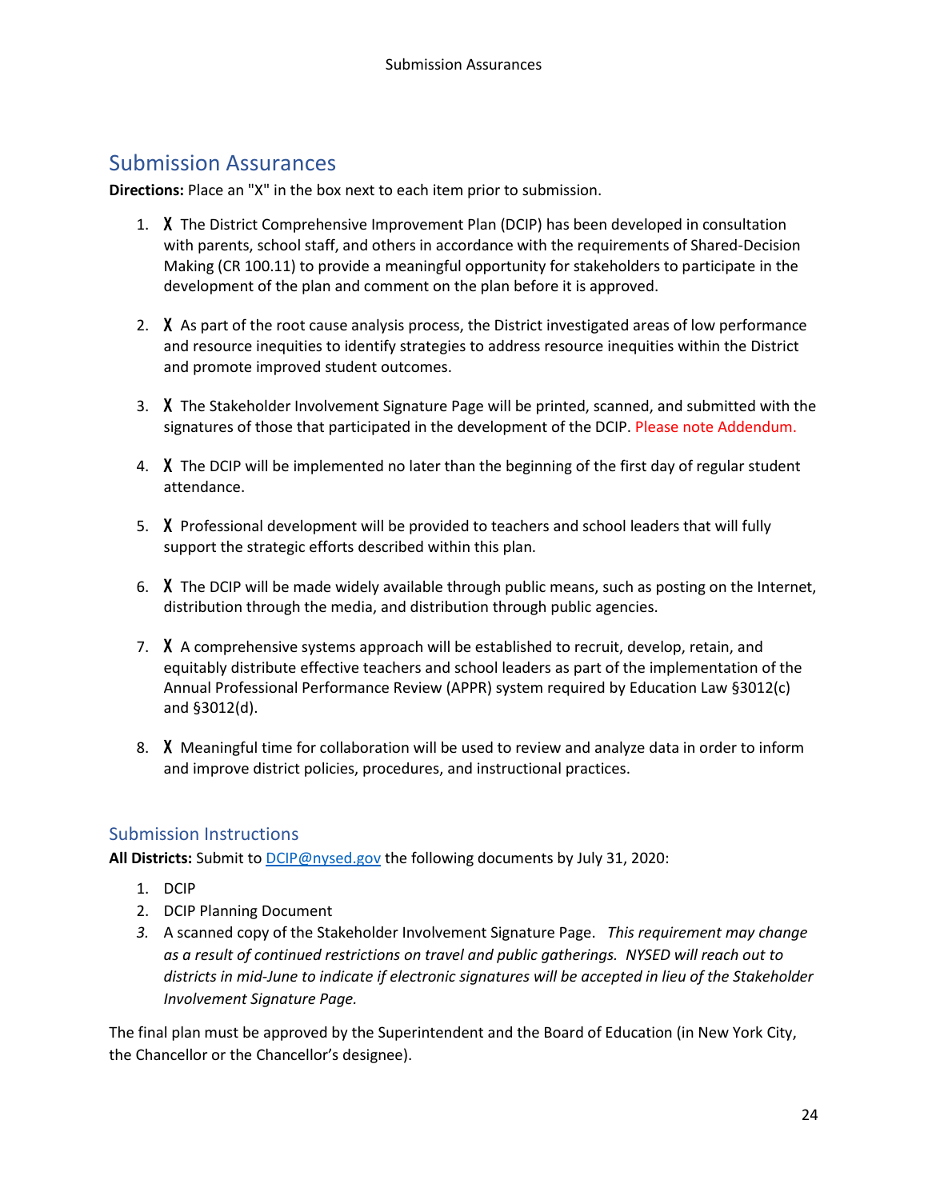# Submission Assurances

**Directions:** Place an "X" in the box next to each item prior to submission.

1. X The District Comprehensive Improvement Plan (DCIP) has been developed in consultation with parents, school staff, and others in accordance with the requirements of Shared-Decision Making (CR 100.11) to provide a meaningful opportunity for stakeholders to participate in the development of the plan and comment on the plan before it is approved.

2. X As part of the root cause analysis process, the District investigated areas of low performance and resource inequities to identify strategies to address resource inequities within the District and promote improved student outcomes.

3. X The Stakeholder Involvement Signature Page will be printed, scanned, and submitted with the signatures of those that participated in the development of the DCIP. Please note Addendum.

4. X The DCIP will be implemented no later than the beginning of the first day of regular student attendance.

5. X Professional development will be provided to teachers and school leaders that will fully support the strategic efforts described within this plan.

6. X The DCIP will be made widely available through public means, such as posting on the Internet, distribution through the media, and distribution through public agencies.

7. X A comprehensive systems approach will be established to recruit, develop, retain, and equitably distribute effective teachers and school leaders as part of the implementation of the Annual Professional Performance Review (APPR) system required by Education Law §3012(c) and §3012(d).

8. X Meaningful time for collaboration will be used to review and analyze data in order to inform and improve district policies, procedures, and instructional practices.

## Submission Instructions

**All Districts:** Submit to DCIP@nysed.gov the following documents by July 31, 2020:

1. DCIP
2. DCIP Planning Document
3. A scanned copy of the Stakeholder Involvement Signature Page. *This requirement may change as a result of continued restrictions on travel and public gatherings. NYSED will reach out to districts in mid-June to indicate if electronic signatures will be accepted in lieu of the Stakeholder Involvement Signature Page.*

The final plan must be approved by the Superintendent and the Board of Education (in New York City, the Chancellor or the Chancellor's designee).